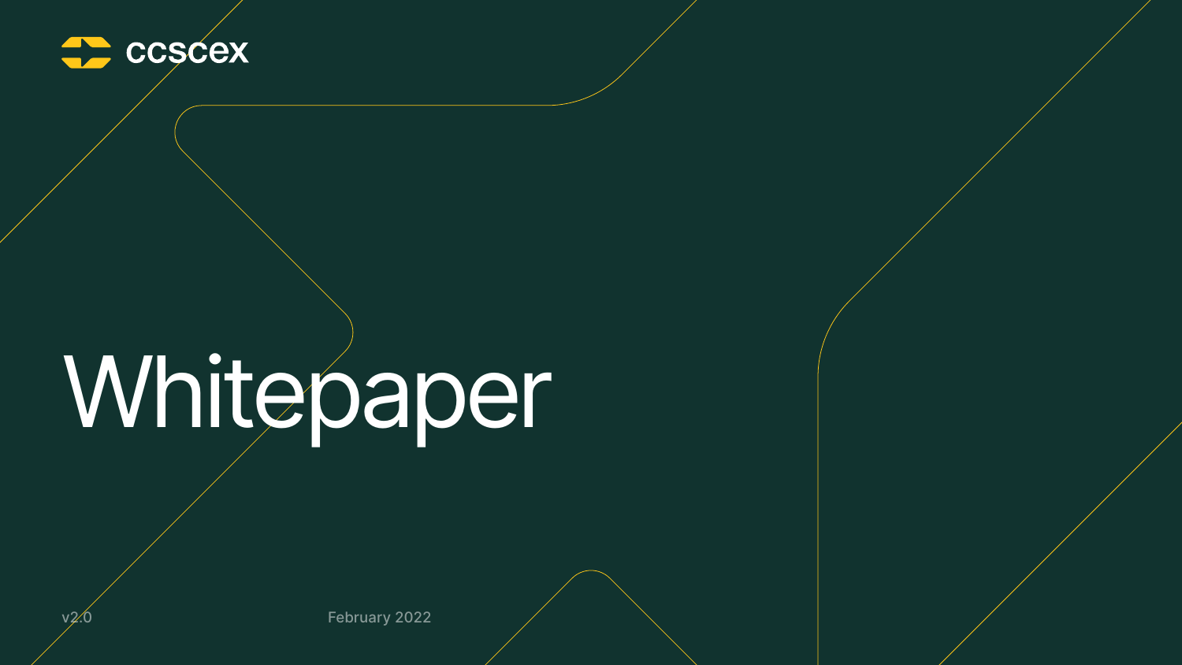ccscex

# Whitepaper

v2.0

February 2022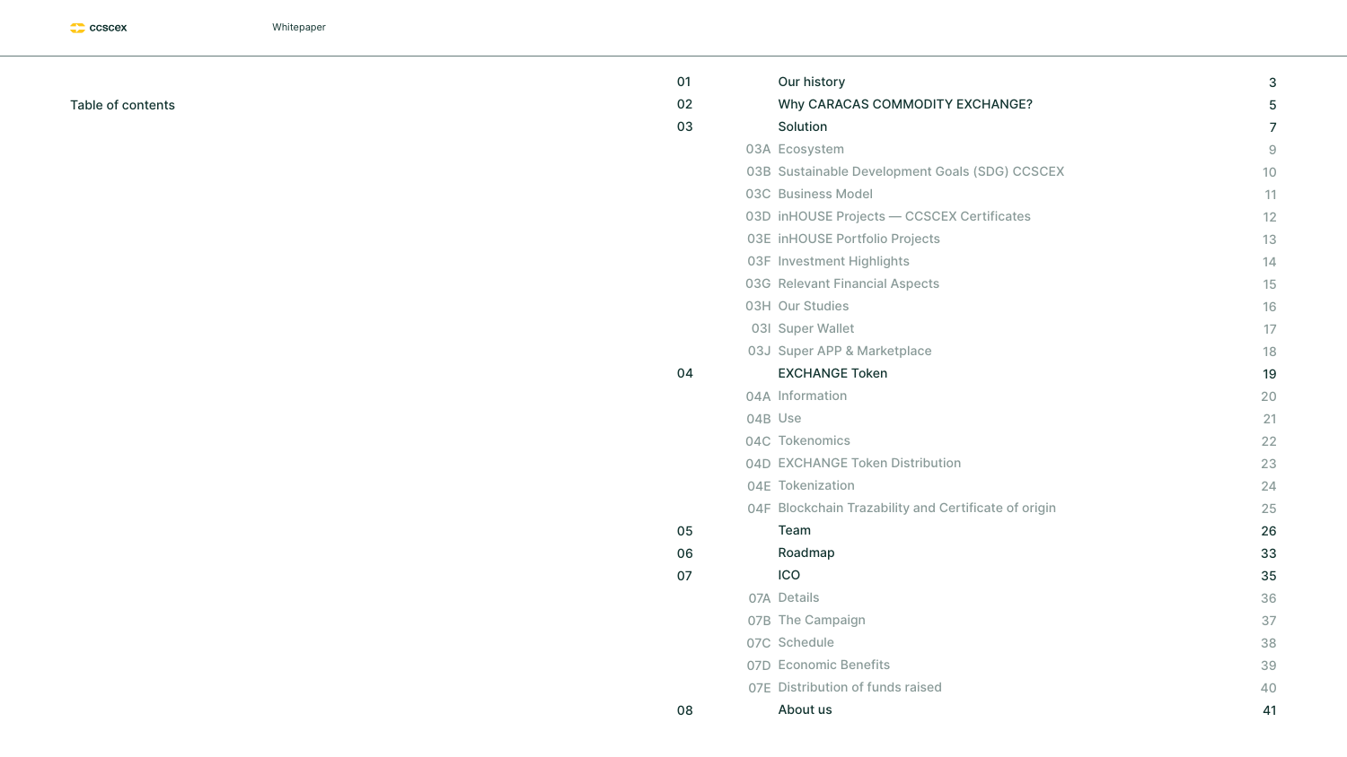## Table of contents

| | | | |
|---|---|---|---|
| 01 | | Our history | 3 |
| 02 | | Why CARACAS COMMODITY EXCHANGE? | 5 |
| 03 | | Solution | 7 |
| | 03A | Ecosystem | 9 |
| | 03B | Sustainable Development Goals (SDG) CCSCEX | 10 |
| | 03C | Business Model | 11 |
| | 03D | inHOUSE Projects — CCSCEX Certificates | 12 |
| | 03E | inHOUSE Portfolio Projects | 13 |
| | 03F | Investment Highlights | 14 |
| | 03G | Relevant Financial Aspects | 15 |
| | 03H | Our Studies | 16 |
| | 03I | Super Wallet | 17 |
| | 03J | Super APP & Marketplace | 18 |
| 04 | | EXCHANGE Token | 19 |
| | 04A | Information | 20 |
| | 04B | Use | 21 |
| | 04C | Tokenomics | 22 |
| | 04D | EXCHANGE Token Distribution | 23 |
| | 04E | Tokenization | 24 |
| | 04F | Blockchain Trazability and Certificate of origin | 25 |
| 05 | | Team | 26 |
| 06 | | Roadmap | 33 |
| 07 | | ICO | 35 |
| | 07A | Details | 36 |
| | 07B | The Campaign | 37 |
| | 07C | Schedule | 38 |
| | 07D | Economic Benefits | 39 |
| | 07E | Distribution of funds raised | 40 |
| 08 | | About us | 41 |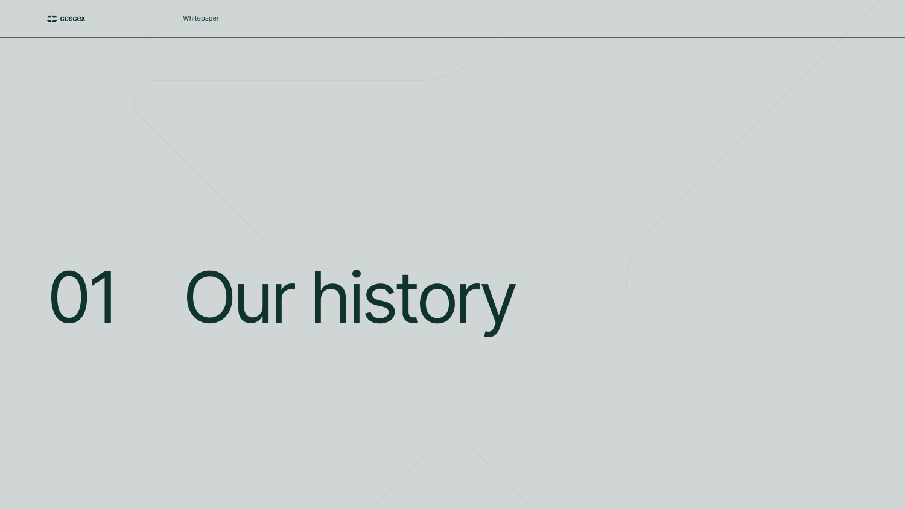# 01 Our history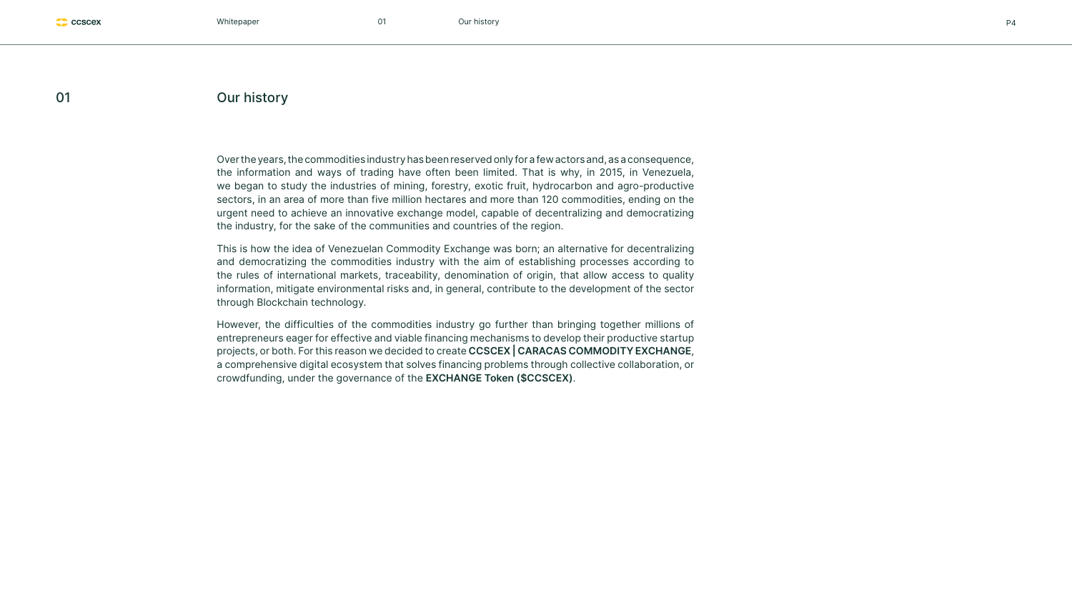## 01 Our history

Over the years, the commodities industry has been reserved only for a few actors and, as a consequence, the information and ways of trading have often been limited. That is why, in 2015, in Venezuela, we began to study the industries of mining, forestry, exotic fruit, hydrocarbon and agro-productive sectors, in an area of more than five million hectares and more than 120 commodities, ending on the urgent need to achieve an innovative exchange model, capable of decentralizing and democratizing the industry, for the sake of the communities and countries of the region.

This is how the idea of Venezuelan Commodity Exchange was born; an alternative for decentralizing and democratizing the commodities industry with the aim of establishing processes according to the rules of international markets, traceability, denomination of origin, that allow access to quality information, mitigate environmental risks and, in general, contribute to the development of the sector through Blockchain technology.

However, the difficulties of the commodities industry go further than bringing together millions of entrepreneurs eager for effective and viable financing mechanisms to develop their productive startup projects, or both. For this reason we decided to create **CCSCEX | CARACAS COMMODITY EXCHANGE**, a comprehensive digital ecosystem that solves financing problems through collective collaboration, or crowdfunding, under the governance of the **EXCHANGE Token ($CCSCEX)**.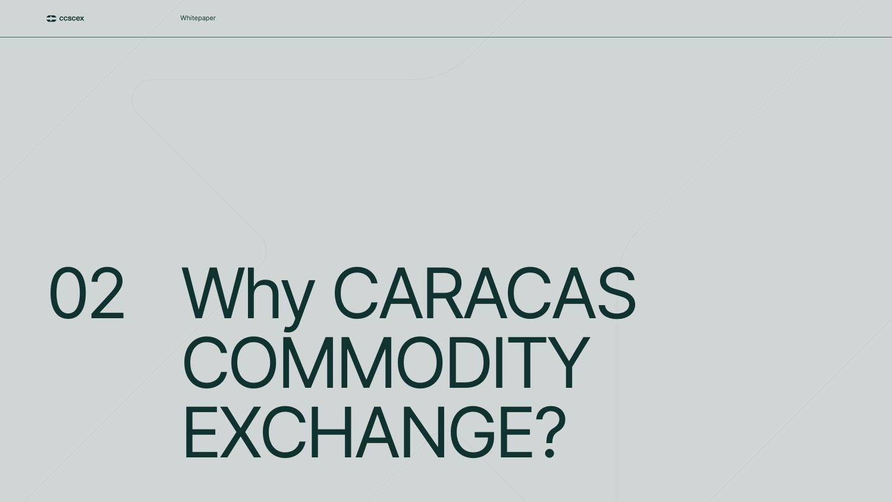# 02 Why CARACAS COMMODITY EXCHANGE?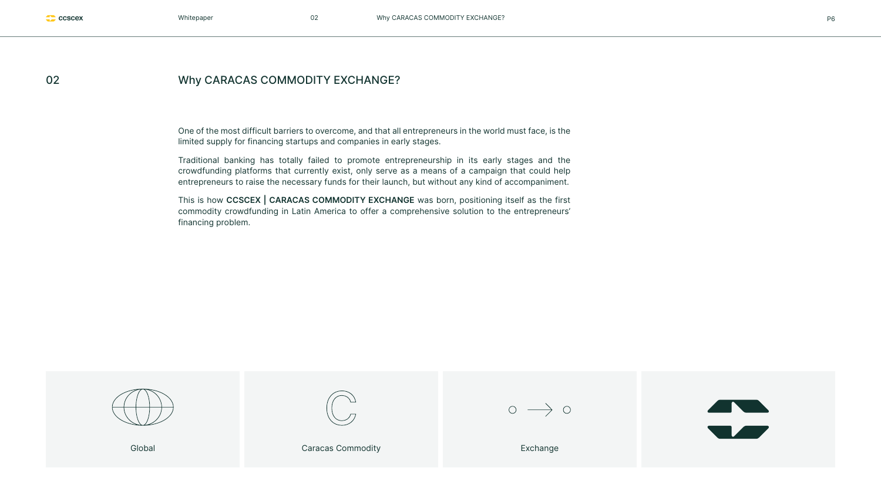## 02 Why CARACAS COMMODITY EXCHANGE?

One of the most difficult barriers to overcome, and that all entrepreneurs in the world must face, is the limited supply for financing startups and companies in early stages.

Traditional banking has totally failed to promote entrepreneurship in its early stages and the crowdfunding platforms that currently exist, only serve as a means of a campaign that could help entrepreneurs to raise the necessary funds for their launch, but without any kind of accompaniment.

This is how **CCSCEX | CARACAS COMMODITY EXCHANGE** was born, positioning itself as the first commodity crowdfunding in Latin America to offer a comprehensive solution to the entrepreneurs' financing problem.

Global

Caracas Commodity

Exchange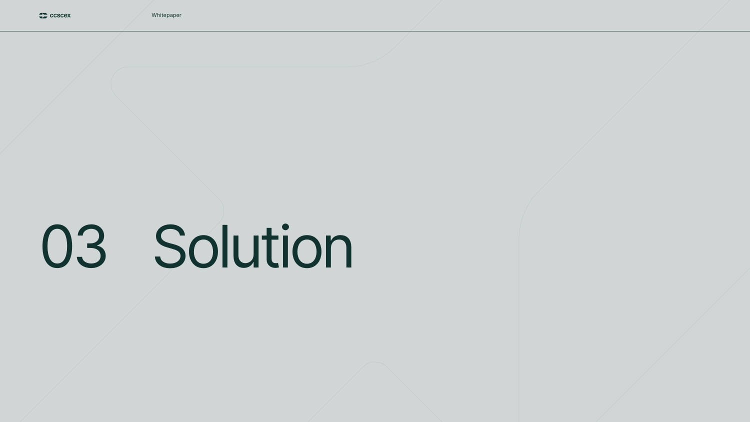# 03 Solution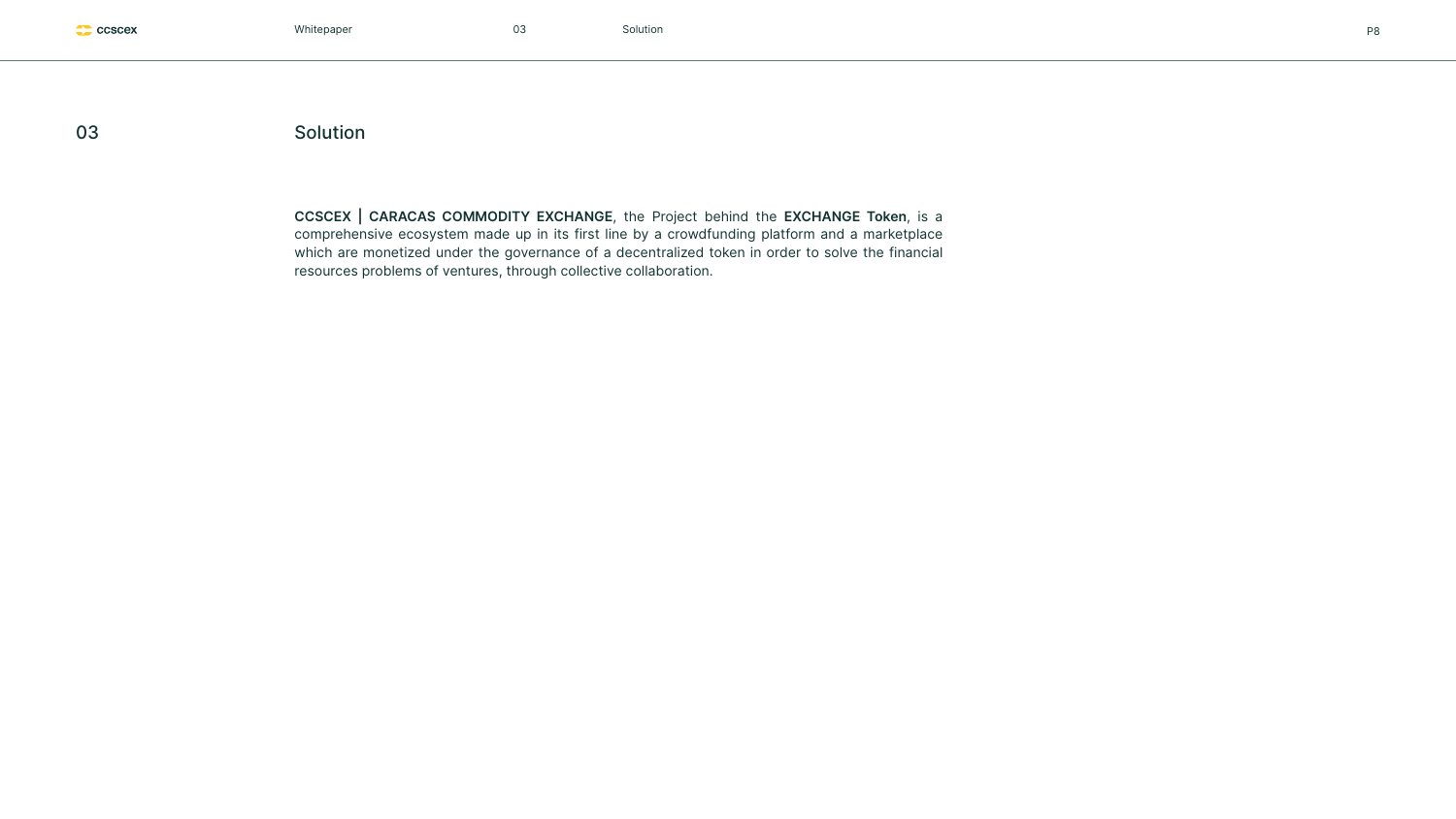# 03 Solution

**CCSCEX | CARACAS COMMODITY EXCHANGE**, the Project behind the **EXCHANGE Token**, is a comprehensive ecosystem made up in its first line by a crowdfunding platform and a marketplace which are monetized under the governance of a decentralized token in order to solve the financial resources problems of ventures, through collective collaboration.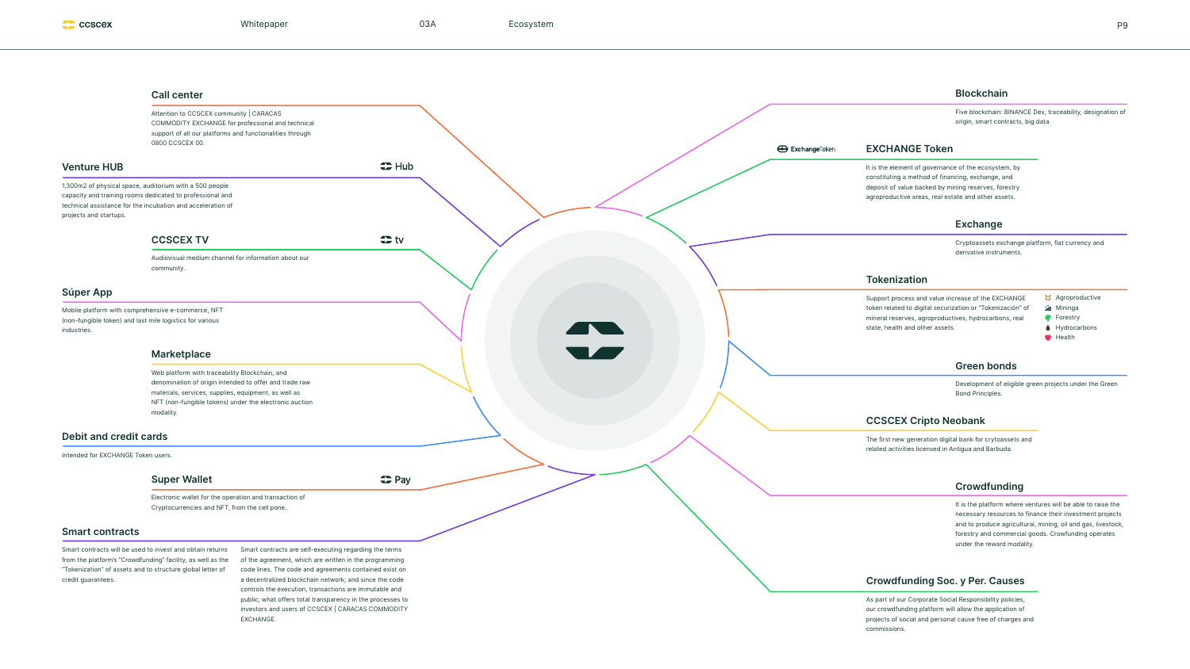## Call center

Attention to CCSCEX community | CARACAS COMMODITY EXCHANGE for professional and technical support of all our platforms and functionalities through 0800 CCSCEX 00.

## Venture HUB

Hub

1,300m2 of physical space, auditorium with a 500 people capacity and training rooms dedicated to professional and technical assistance for the incubation and acceleration of projects and startups.

## CCSCEX TV

tv

Audiovisual medium channel for information about our community.

## Súper App

Mobile platform with comprehensive e-commerce, NFT (non-fungible token) and last mile logistics for various industries.

## Marketplace

Web platform with traceability Blockchain, and denomination of origin intended to offer and trade raw materials, services, supplies, equipment, as well as NFT (non-fungible tokens) under the electronic auction modality.

## Debit and credit cards

Intended for EXCHANGE Token users.

## Super Wallet

Pay

Electronic wallet for the operation and transaction of Cryptocurrencies and NFT, from the cell pone.

## Smart contracts

Smart contracts will be used to invest and obtain returns from the platform's "Crowdfunding" facility, as well as the "Tokenization" of assets and to structure global letter of credit guarantees.

Smart contracts are self-executing regarding the terms of the agreement, which are written in the programming code lines. The code and agreements contained exist on a decentralized blockchain network; and since the code controls the execution, transactions are immutable and public; what offers total transparency in the processes to investors and users of CCSCEX | CARACAS COMMODITY EXCHANGE.

## Blockchain

Five blockchain: BINANCE Dex, traceability, designation of origin, smart contracts, big data.

## EXCHANGE Token

ExchangeToken

It is the element of governance of the ecosystem, by constituting a method of financing, exchange, and deposit of value backed by mining reserves, forestry agroproductive areas, real estate and other assets.

## Exchange

Cryptoassets exchange platform, fiat currency and derivative instruments.

## Tokenization

Support process and value increase of the EXCHANGE token related to digital securization or "Tokenización" of mineral reserves, agroproductives, hydrocarbons, real state, health and other assets.

- Agroproductive
- Mininga
- Forestry
- Hydrocarbons
- Health

## Green bonds

Development of eligible green projects under the Green Bond Principles.

## CCSCEX Cripto Neobank

The first new generation digital bank for crytoassets and related activities licensed in Antigua and Barbuda.

## Crowdfunding

It is the platform where ventures will be able to raise the necessary resources to finance their investment projects and to produce agricultural, mining, oil and gas, livestock, forestry and commercial goods. Crowdfunding operates under the reward modality.

## Crowdfunding Soc. y Per. Causes

As part of our Corporate Social Responsibility policies, our crowdfunding platform will allow the application of projects of social and personal cause free of charges and commissions.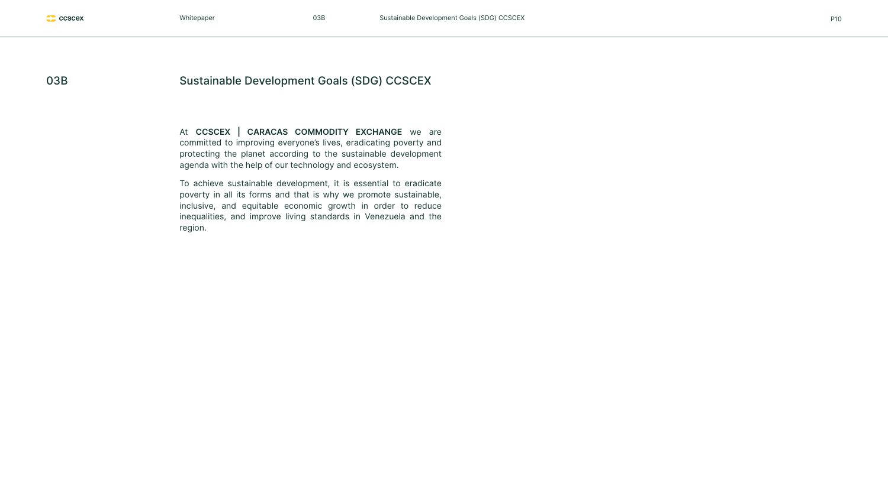## 03B Sustainable Development Goals (SDG) CCSCEX

At **CCSCEX | CARACAS COMMODITY EXCHANGE** we are committed to improving everyone's lives, eradicating poverty and protecting the planet according to the sustainable development agenda with the help of our technology and ecosystem.

To achieve sustainable development, it is essential to eradicate poverty in all its forms and that is why we promote sustainable, inclusive, and equitable economic growth in order to reduce inequalities, and improve living standards in Venezuela and the region.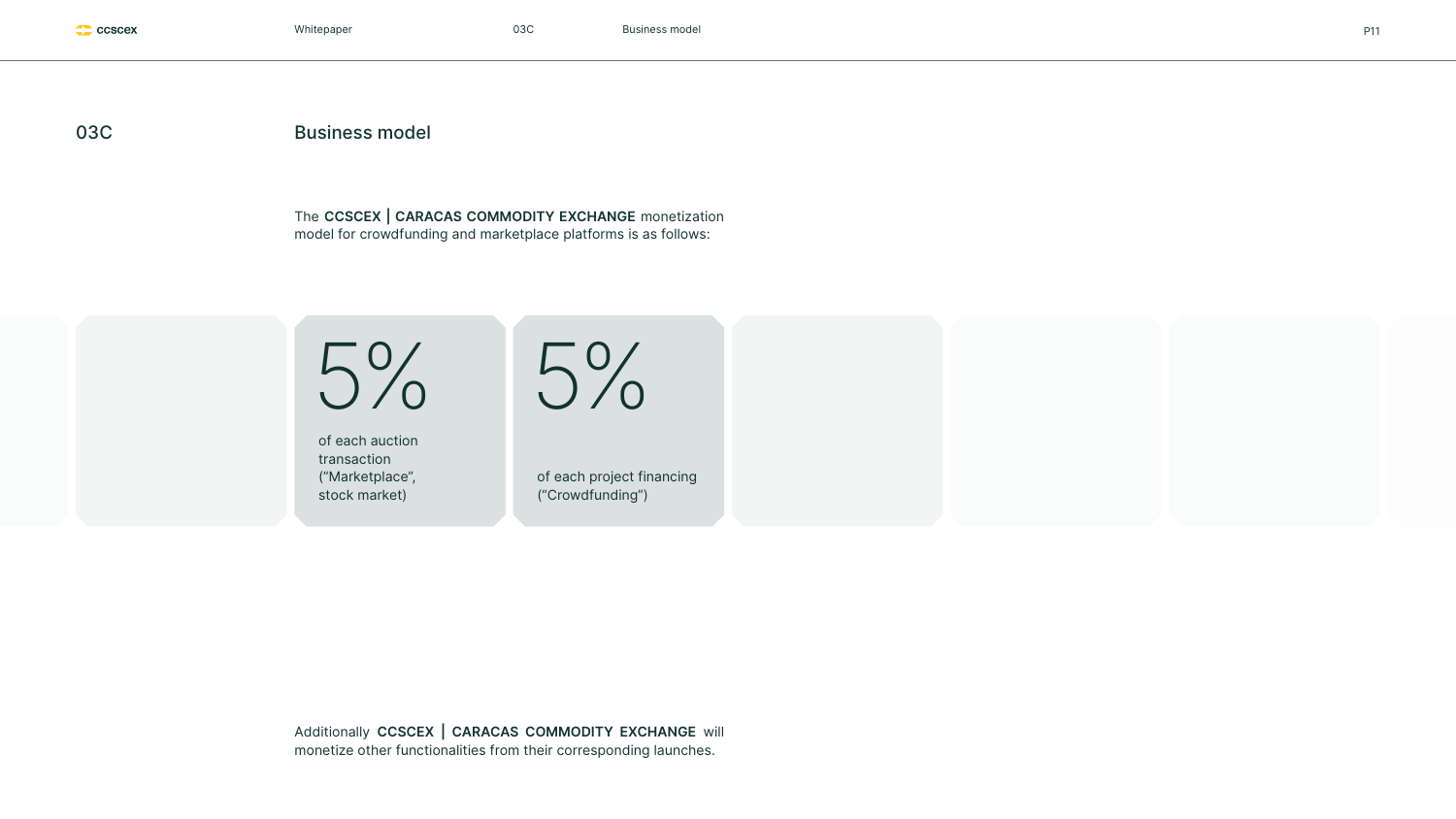## 03C Business model

The **CCSCEX | CARACAS COMMODITY EXCHANGE** monetization model for crowdfunding and marketplace platforms is as follows:

**5%**

of each auction transaction (“Marketplace”, stock market)

**5%**

of each project financing (“Crowdfunding”)

Additionally **CCSCEX | CARACAS COMMODITY EXCHANGE** will monetize other functionalities from their corresponding launches.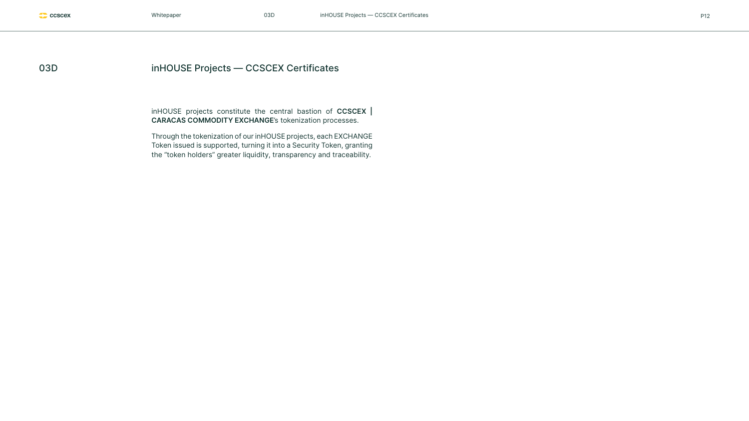## 03D inHOUSE Projects — CCSCEX Certificates

inHOUSE projects constitute the central bastion of **CCSCEX | CARACAS COMMODITY EXCHANGE**'s tokenization processes.

Through the tokenization of our inHOUSE projects, each EXCHANGE Token issued is supported, turning it into a Security Token, granting the "token holders" greater liquidity, transparency and traceability.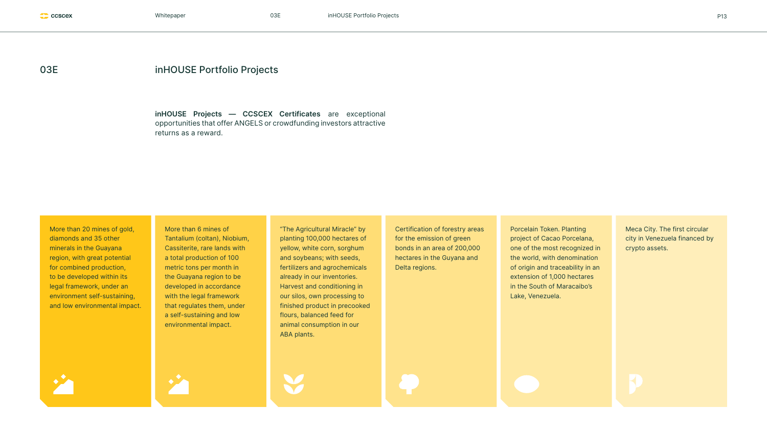## 03E inHOUSE Portfolio Projects

**inHOUSE Projects — CCSCEX Certificates** are exceptional opportunities that offer ANGELS or crowdfunding investors attractive returns as a reward.

- More than 20 mines of gold, diamonds and 35 other minerals in the Guayana region, with great potential for combined production, to be developed within its legal framework, under an environment self-sustaining, and low environmental impact.

- More than 6 mines of Tantalium (coltan), Niobium, Cassiterite, rare lands with a total production of 100 metric tons per month in the Guayana region to be developed in accordance with the legal framework that regulates them, under a self-sustaining and low environmental impact.

- "The Agricultural Miracle" by planting 100,000 hectares of yellow, white corn, sorghum and soybeans; with seeds, fertilizers and agrochemicals already in our inventories. Harvest and conditioning in our silos, own processing to finished product in precooked flours, balanced feed for animal consumption in our ABA plants.

- Certification of forestry areas for the emission of green bonds in an area of 200,000 hectares in the Guyana and Delta regions.

- Porcelain Token. Planting project of Cacao Porcelana, one of the most recognized in the world, with denomination of origin and traceability in an extension of 1,000 hectares in the South of Maracaibo's Lake, Venezuela.

- Meca City. The first circular city in Venezuela financed by crypto assets.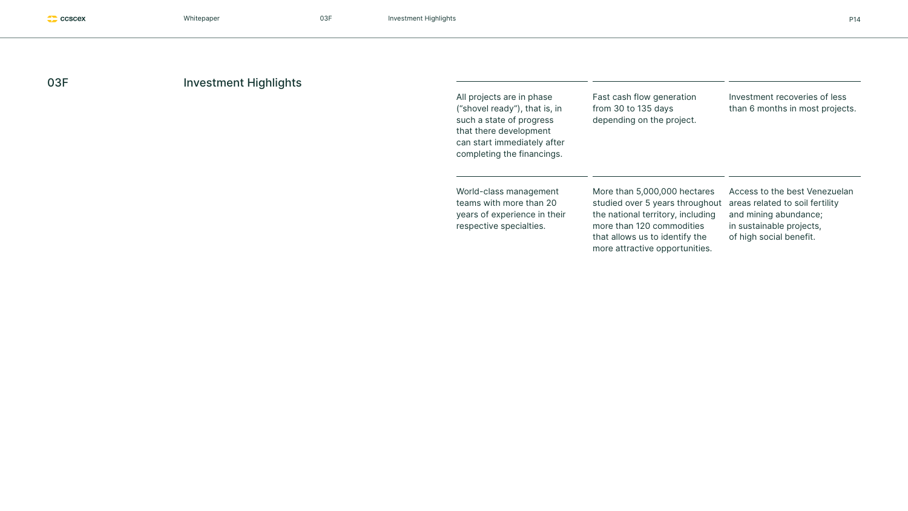## 03F Investment Highlights

All projects are in phase ("shovel ready"), that is, in such a state of progress that there development can start immediately after completing the financings.

Fast cash flow generation from 30 to 135 days depending on the project.

Investment recoveries of less than 6 months in most projects.

World-class management teams with more than 20 years of experience in their respective specialties.

More than 5,000,000 hectares studied over 5 years throughout the national territory, including more than 120 commodities that allows us to identify the more attractive opportunities.

Access to the best Venezuelan areas related to soil fertility and mining abundance; in sustainable projects, of high social benefit.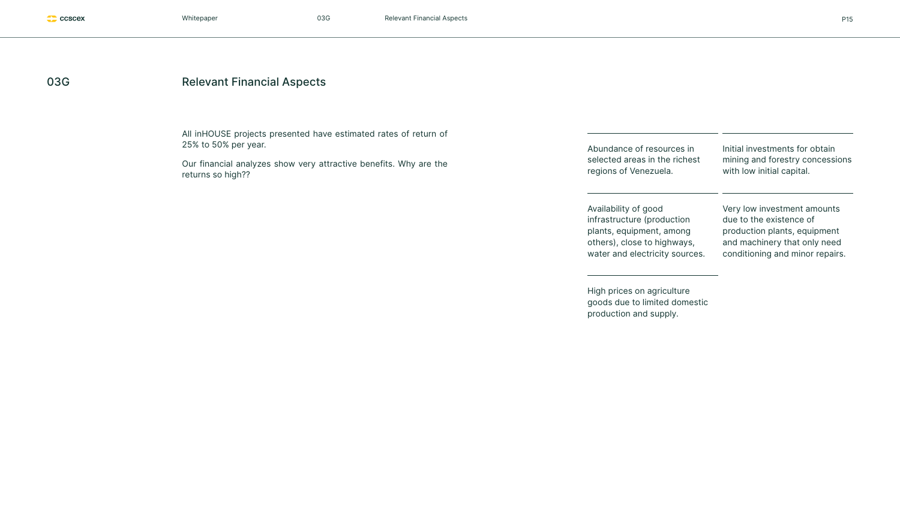## 03G Relevant Financial Aspects

All inHOUSE projects presented have estimated rates of return of 25% to 50% per year.

Our financial analyzes show very attractive benefits. Why are the returns so high??

Abundance of resources in selected areas in the richest regions of Venezuela.

Initial investments for obtain mining and forestry concessions with low initial capital.

Availability of good infrastructure (production plants, equipment, among others), close to highways, water and electricity sources.

Very low investment amounts due to the existence of production plants, equipment and machinery that only need conditioning and minor repairs.

High prices on agriculture goods due to limited domestic production and supply.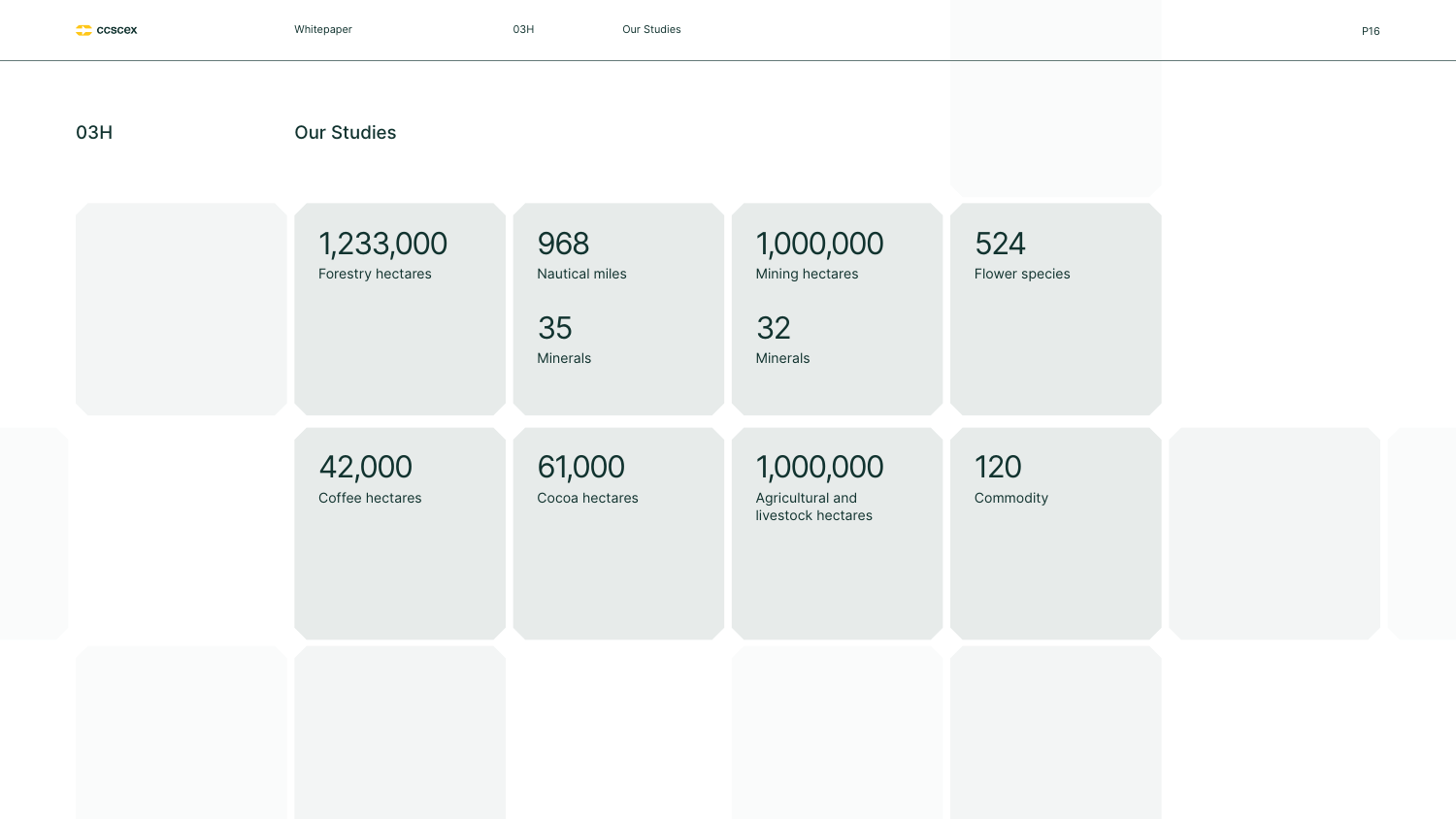# 03H Our Studies

**1,233,000**
Forestry hectares

**968**
Nautical miles

**35**
Minerals

**1,000,000**
Mining hectares

**32**
Minerals

**524**
Flower species

**42,000**
Coffee hectares

**61,000**
Cocoa hectares

**1,000,000**
Agricultural and livestock hectares

**120**
Commodity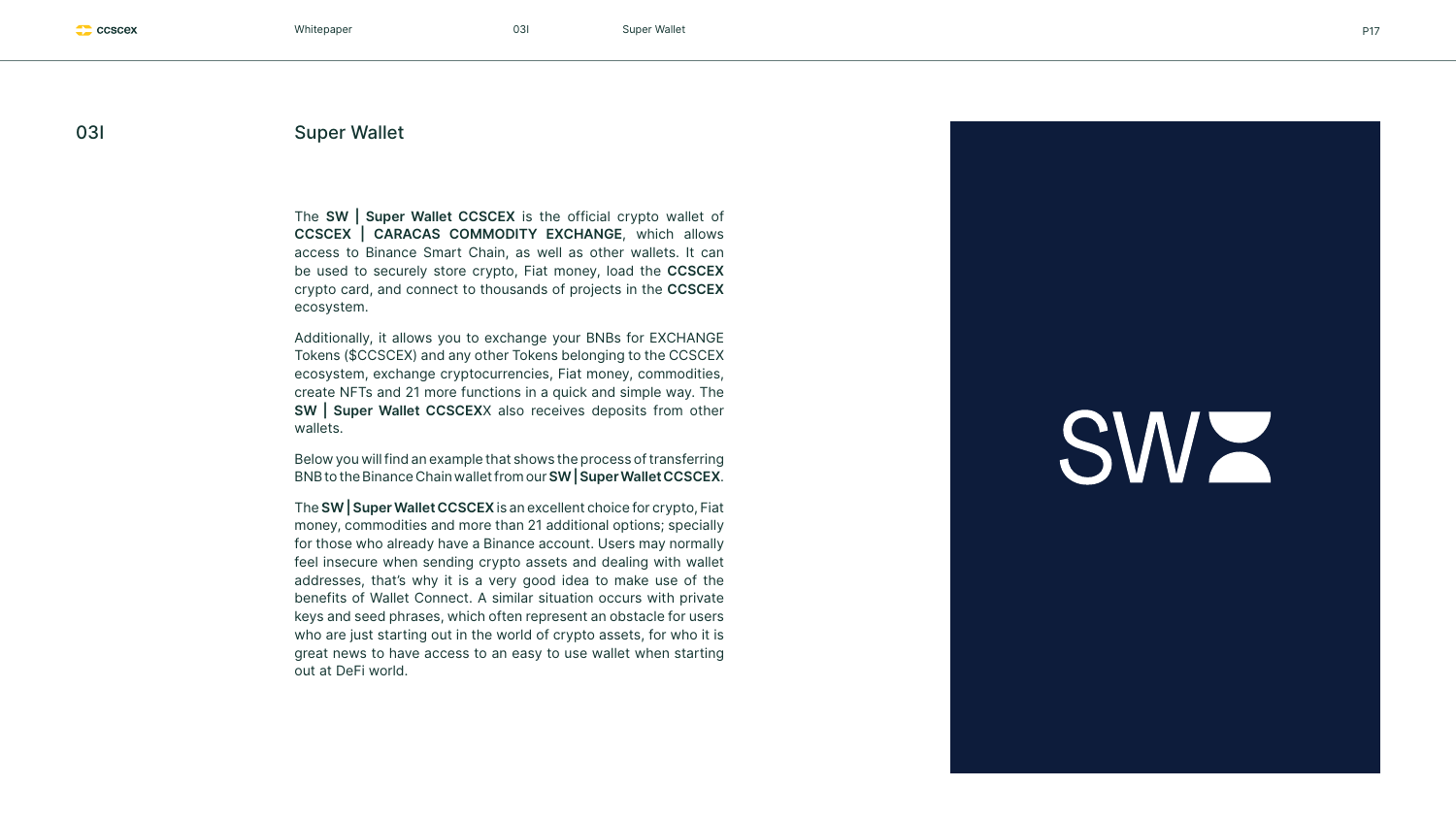## 03I Super Wallet

The **SW | Super Wallet CCSCEX** is the official crypto wallet of **CCSCEX | CARACAS COMMODITY EXCHANGE**, which allows access to Binance Smart Chain, as well as other wallets. It can be used to securely store crypto, Fiat money, load the **CCSCEX** crypto card, and connect to thousands of projects in the **CCSCEX** ecosystem.

Additionally, it allows you to exchange your BNBs for EXCHANGE Tokens ($CCSCEX) and any other Tokens belonging to the CCSCEX ecosystem, exchange cryptocurrencies, Fiat money, commodities, create NFTs and 21 more functions in a quick and simple way. The **SW | Super Wallet CCSCEX**X also receives deposits from other wallets.

Below you will find an example that shows the process of transferring BNB to the Binance Chain wallet from our **SW | Super Wallet CCSCEX**.

The **SW | Super Wallet CCSCEX** is an excellent choice for crypto, Fiat money, commodities and more than 21 additional options; specially for those who already have a Binance account. Users may normally feel insecure when sending crypto assets and dealing with wallet addresses, that's why it is a very good idea to make use of the benefits of Wallet Connect. A similar situation occurs with private keys and seed phrases, which often represent an obstacle for users who are just starting out in the world of crypto assets, for who it is great news to have access to an easy to use wallet when starting out at DeFi world.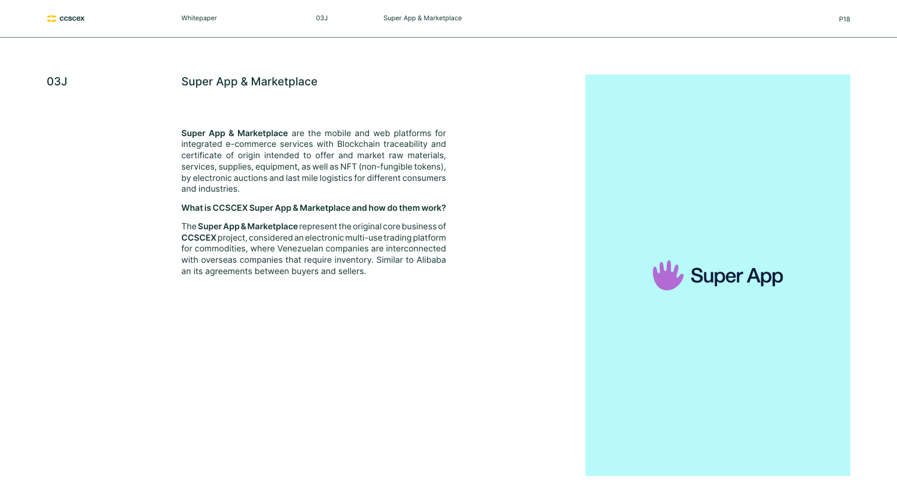## 03J Super App & Marketplace

**Super App & Marketplace** are the mobile and web platforms for integrated e-commerce services with Blockchain traceability and certificate of origin intended to offer and market raw materials, services, supplies, equipment, as well as NFT (non-fungible tokens), by electronic auctions and last mile logistics for different consumers and industries.

**What is CCSCEX Super App & Marketplace and how do them work?**

The **Super App & Marketplace** represent the original core business of **CCSCEX** project, considered an electronic multi-use trading platform for commodities, where Venezuelan companies are interconnected with overseas companies that require inventory. Similar to Alibaba an its agreements between buyers and sellers.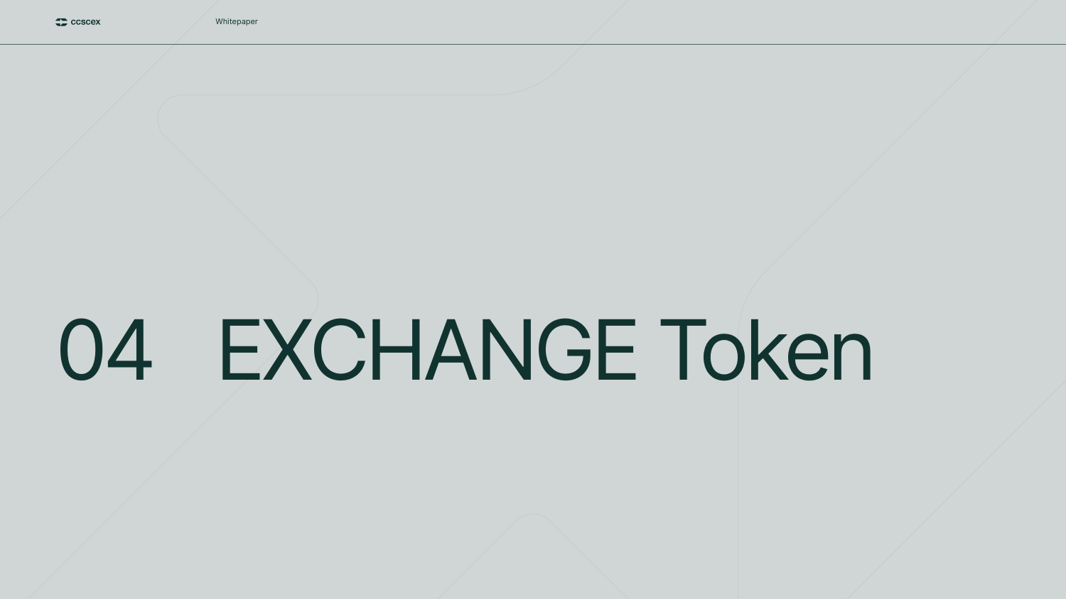# 04 EXCHANGE Token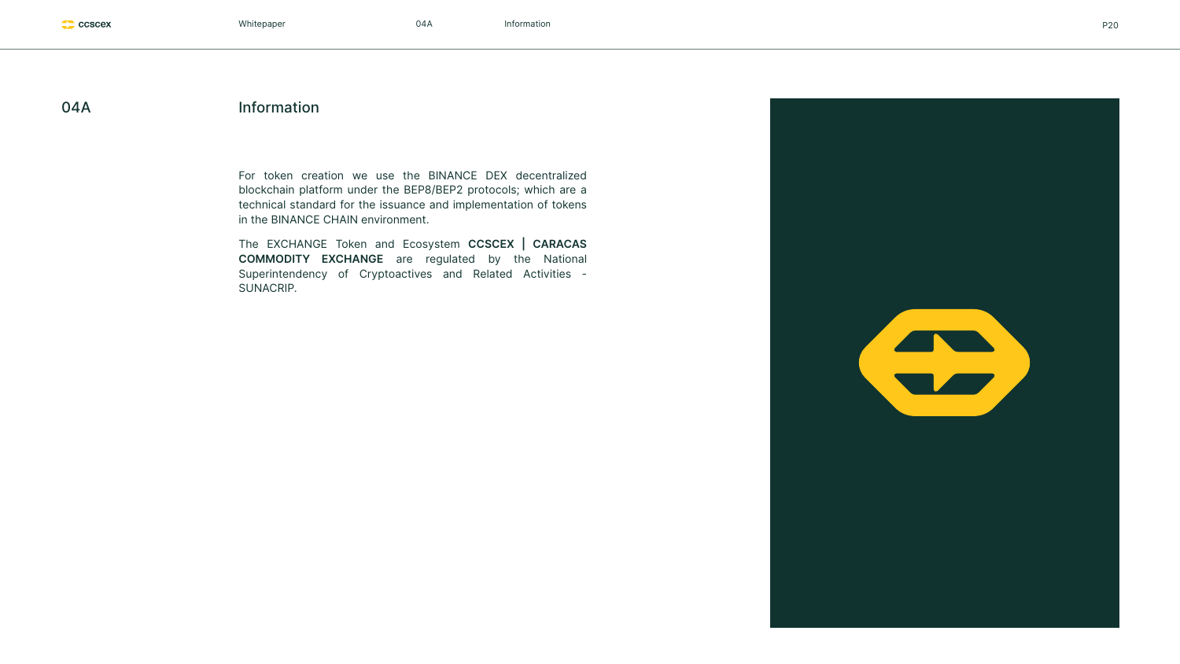## 04A Information

For token creation we use the BINANCE DEX decentralized blockchain platform under the BEP8/BEP2 protocols; which are a technical standard for the issuance and implementation of tokens in the BINANCE CHAIN environment.

The EXCHANGE Token and Ecosystem **CCSCEX | CARACAS COMMODITY EXCHANGE** are regulated by the National Superintendency of Cryptoactives and Related Activities - SUNACRIP.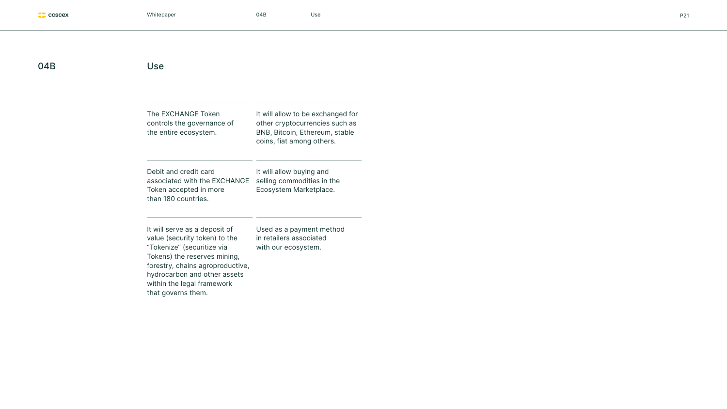## 04B Use

The EXCHANGE Token controls the governance of the entire ecosystem.

It will allow to be exchanged for other cryptocurrencies such as BNB, Bitcoin, Ethereum, stable coins, fiat among others.

Debit and credit card associated with the EXCHANGE Token accepted in more than 180 countries.

It will allow buying and selling commodities in the Ecosystem Marketplace.

It will serve as a deposit of value (security token) to the “Tokenize” (securitize via Tokens) the reserves mining, forestry, chains agroproductive, hydrocarbon and other assets within the legal framework that governs them.

Used as a payment method in retailers associated with our ecosystem.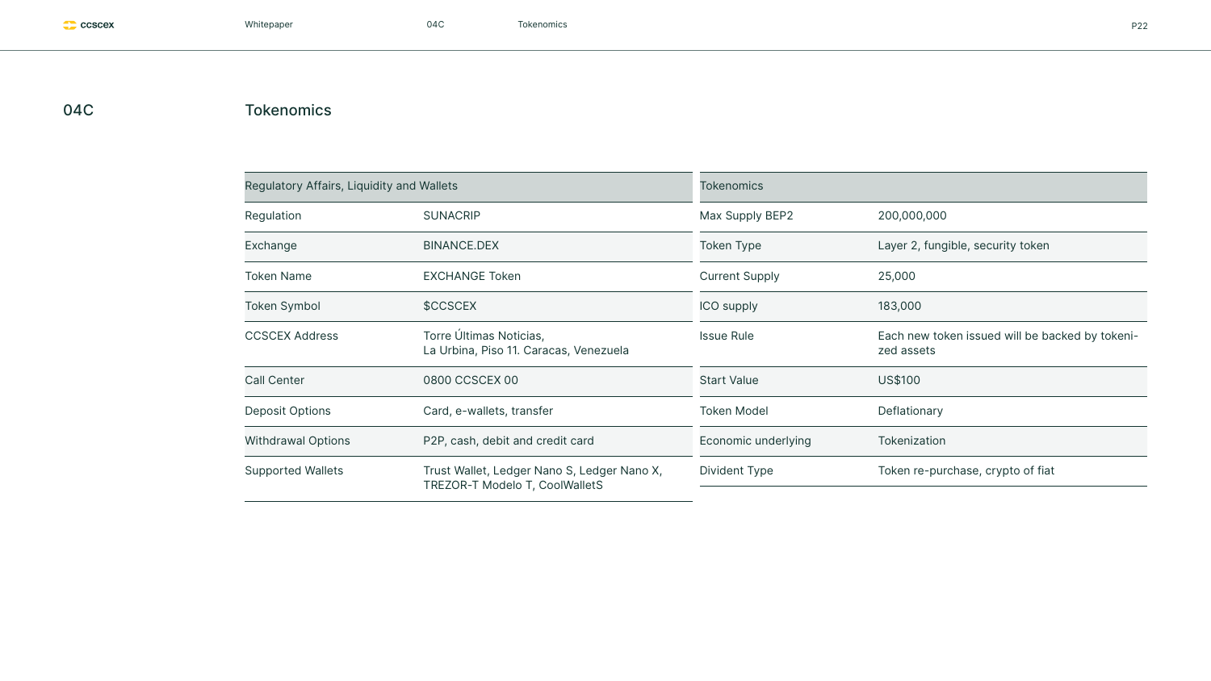## 04C Tokenomics

| Regulatory Affairs, Liquidity and Wallets | |
|---|---|
| Regulation | SUNACRIP |
| Exchange | BINANCE.DEX |
| Token Name | EXCHANGE Token |
| Token Symbol | $CCSCEX |
| CCSCEX Address | Torre Últimas Noticias, La Urbina, Piso 11. Caracas, Venezuela |
| Call Center | 0800 CCSCEX 00 |
| Deposit Options | Card, e-wallets, transfer |
| Withdrawal Options | P2P, cash, debit and credit card |
| Supported Wallets | Trust Wallet, Ledger Nano S, Ledger Nano X, TREZOR-T Modelo T, CoolWalletS |

| Tokenomics | |
|---|---|
| Max Supply BEP2 | 200,000,000 |
| Token Type | Layer 2, fungible, security token |
| Current Supply | 25,000 |
| ICO supply | 183,000 |
| Issue Rule | Each new token issued will be backed by tokenized assets |
| Start Value | US$100 |
| Token Model | Deflationary |
| Economic underlying | Tokenization |
| Divident Type | Token re-purchase, crypto of fiat |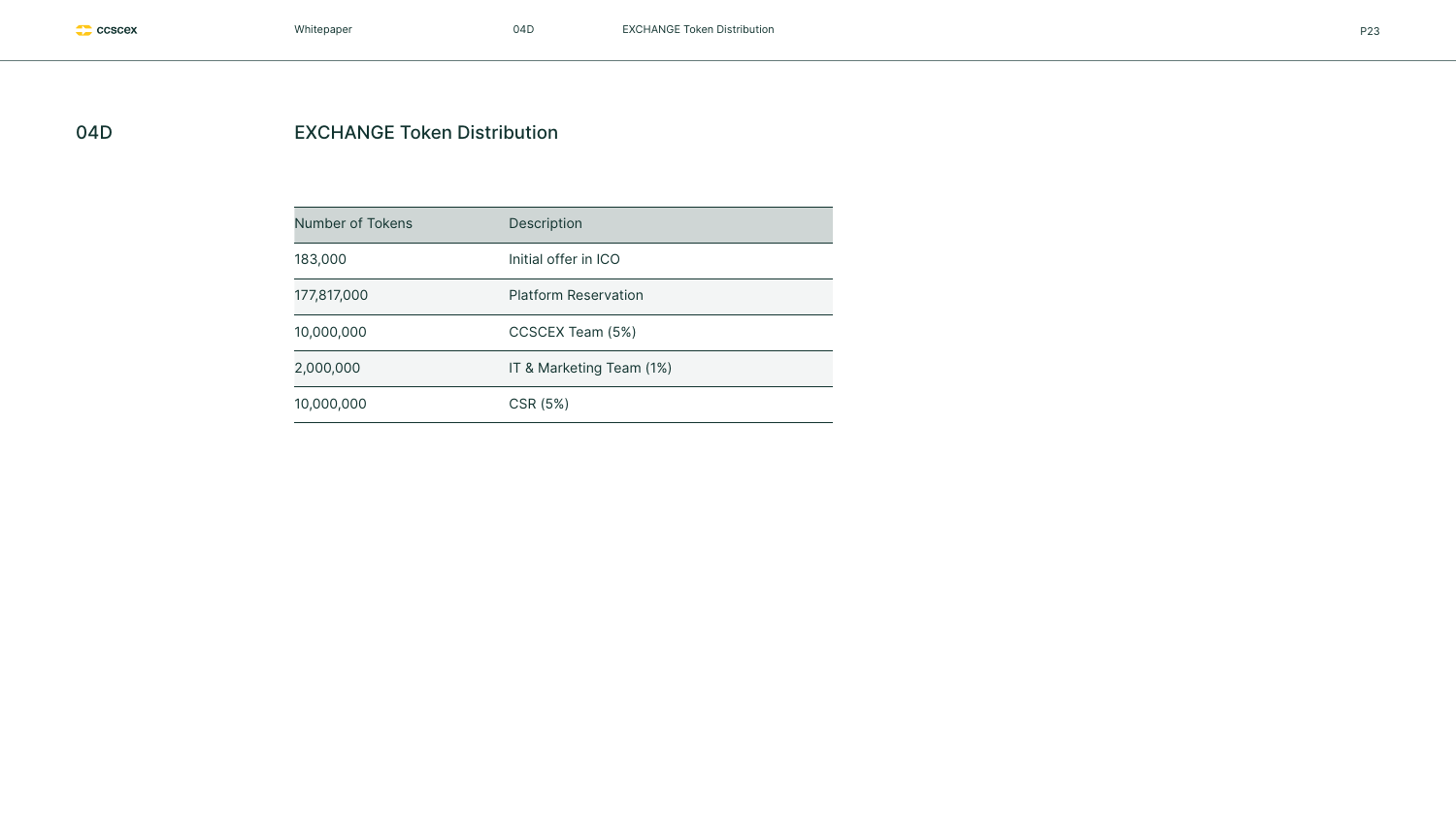## 04D EXCHANGE Token Distribution

| Number of Tokens | Description |
| --- | --- |
| 183,000 | Initial offer in ICO |
| 177,817,000 | Platform Reservation |
| 10,000,000 | CCSCEX Team (5%) |
| 2,000,000 | IT & Marketing Team (1%) |
| 10,000,000 | CSR (5%) |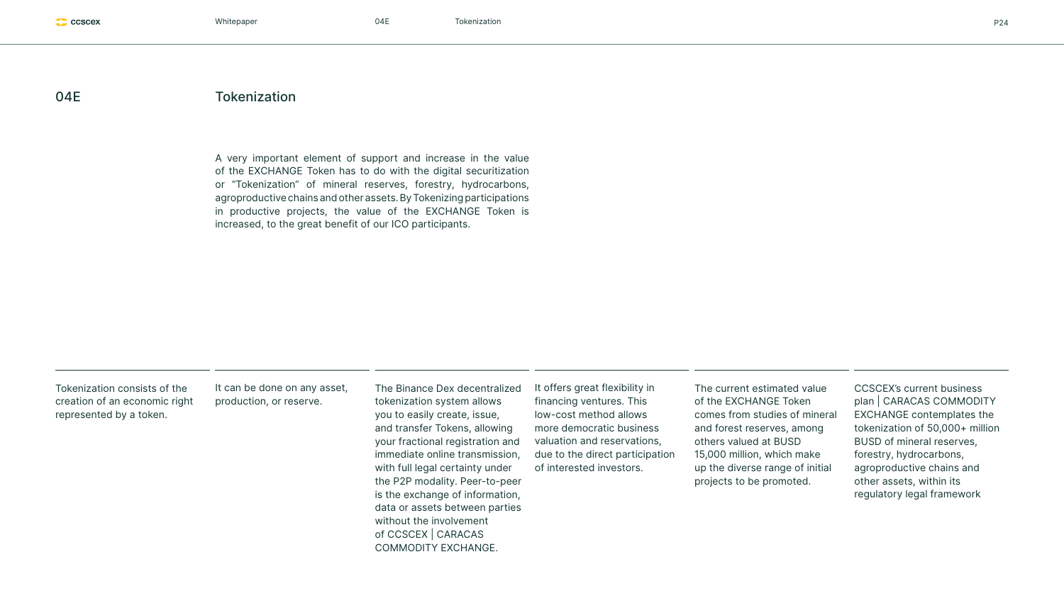## 04E Tokenization

A very important element of support and increase in the value of the EXCHANGE Token has to do with the digital securitization or “Tokenization” of mineral reserves, forestry, hydrocarbons, agroproductive chains and other assets. By Tokenizing participations in productive projects, the value of the EXCHANGE Token is increased, to the great benefit of our ICO participants.

Tokenization consists of the creation of an economic right represented by a token.

It can be done on any asset, production, or reserve.

The Binance Dex decentralized tokenization system allows you to easily create, issue, and transfer Tokens, allowing your fractional registration and immediate online transmission, with full legal certainty under the P2P modality. Peer-to-peer is the exchange of information, data or assets between parties without the involvement of CCSCEX | CARACAS COMMODITY EXCHANGE.

It offers great flexibility in financing ventures. This low-cost method allows more democratic business valuation and reservations, due to the direct participation of interested investors.

The current estimated value of the EXCHANGE Token comes from studies of mineral and forest reserves, among others valued at BUSD 15,000 million, which make up the diverse range of initial projects to be promoted.

CCSCEX’s current business plan | CARACAS COMMODITY EXCHANGE contemplates the tokenization of 50,000+ million BUSD of mineral reserves, forestry, hydrocarbons, agroproductive chains and other assets, within its regulatory legal framework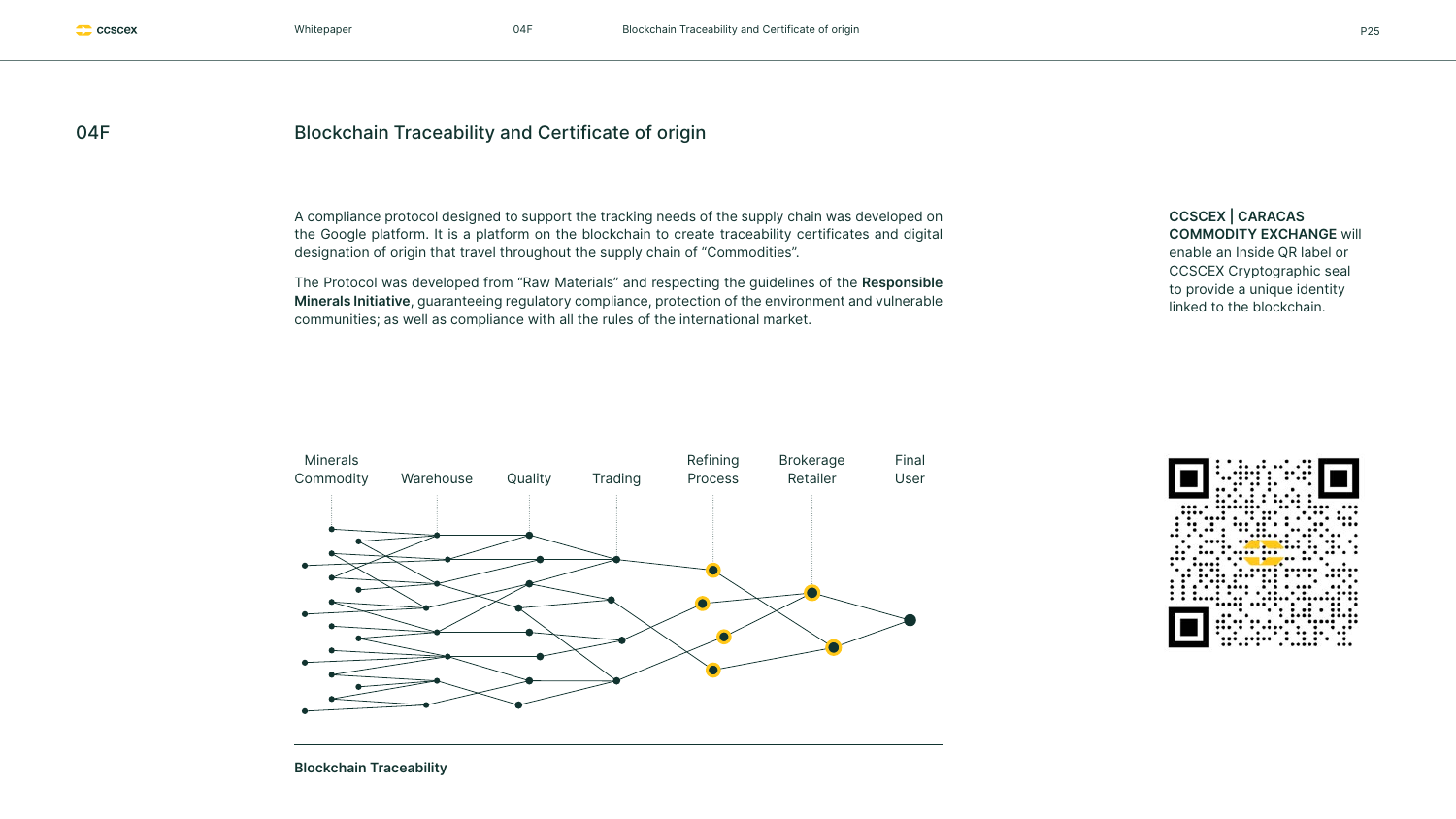## 04F Blockchain Traceability and Certificate of origin

A compliance protocol designed to support the tracking needs of the supply chain was developed on the Google platform. It is a platform on the blockchain to create traceability certificates and digital designation of origin that travel throughout the supply chain of "Commodities".

The Protocol was developed from "Raw Materials" and respecting the guidelines of the **Responsible Minerals Initiative**, guaranteeing regulatory compliance, protection of the environment and vulnerable communities; as well as compliance with all the rules of the international market.

**CCSCEX | CARACAS COMMODITY EXCHANGE** will enable an Inside QR label or CCSCEX Cryptographic seal to provide a unique identity linked to the blockchain.

Minerals Commodity — Warehouse — Quality — Trading — Refining Process — Brokerage Retailer — Final User

**Blockchain Traceability**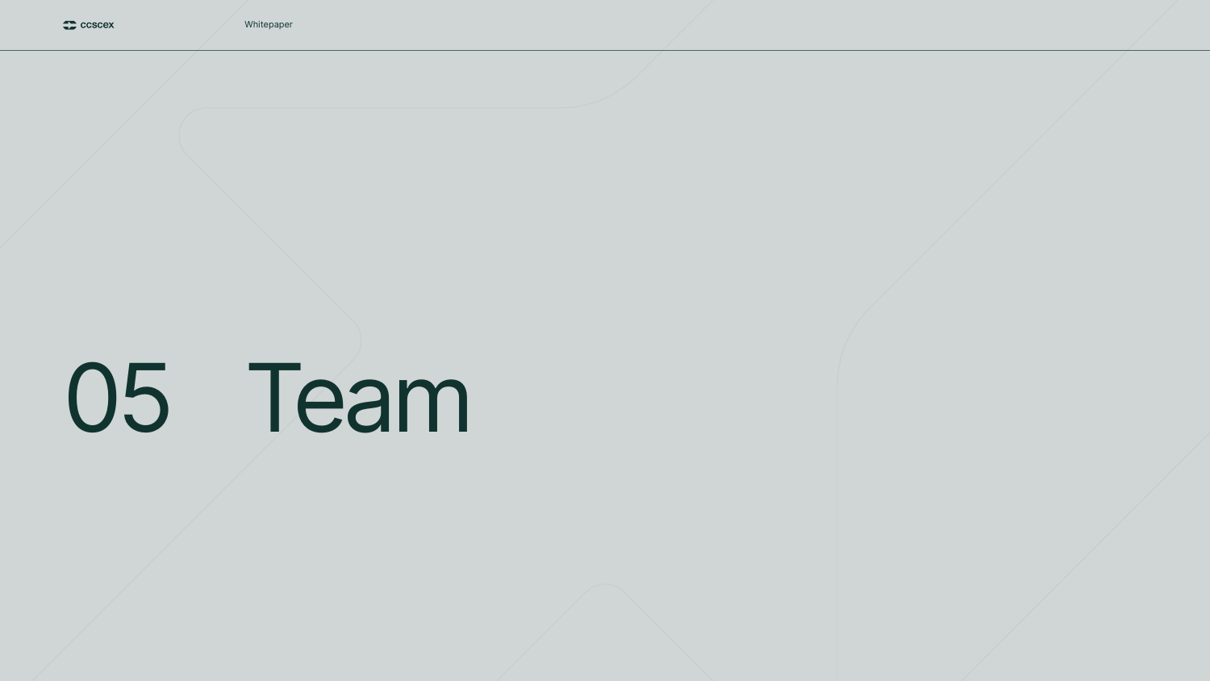# 05 Team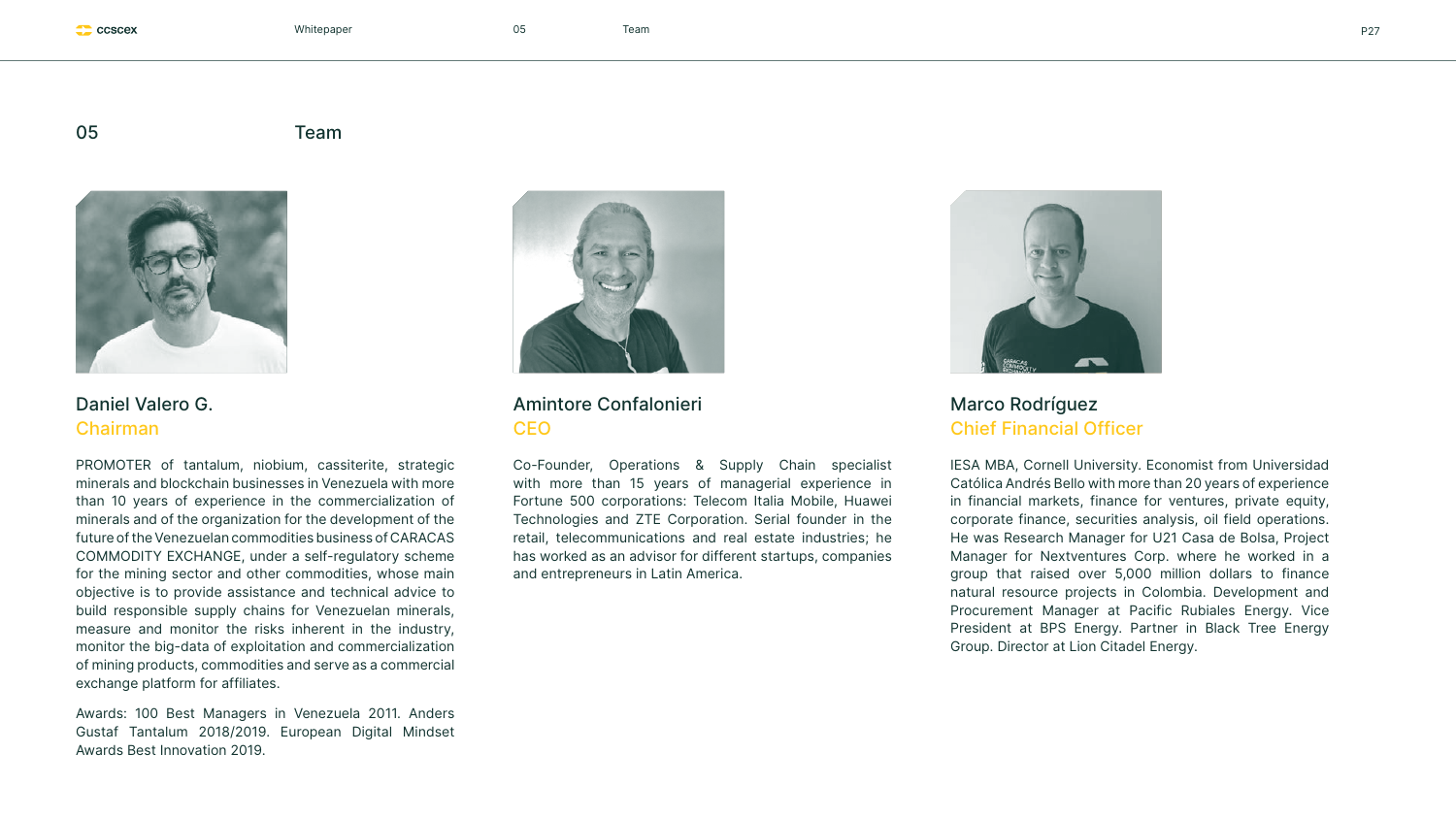## 05 Team

### Daniel Valero G.

**Chairman**

PROMOTER of tantalum, niobium, cassiterite, strategic minerals and blockchain businesses in Venezuela with more than 10 years of experience in the commercialization of minerals and of the organization for the development of the future of the Venezuelan commodities business of CARACAS COMMODITY EXCHANGE, under a self-regulatory scheme for the mining sector and other commodities, whose main objective is to provide assistance and technical advice to build responsible supply chains for Venezuelan minerals, measure and monitor the risks inherent in the industry, monitor the big-data of exploitation and commercialization of mining products, commodities and serve as a commercial exchange platform for affiliates.

Awards: 100 Best Managers in Venezuela 2011. Anders Gustaf Tantalum 2018/2019. European Digital Mindset Awards Best Innovation 2019.

### Amintore Confalonieri

**CEO**

Co-Founder, Operations & Supply Chain specialist with more than 15 years of managerial experience in Fortune 500 corporations: Telecom Italia Mobile, Huawei Technologies and ZTE Corporation. Serial founder in the retail, telecommunications and real estate industries; he has worked as an advisor for different startups, companies and entrepreneurs in Latin America.

### Marco Rodríguez

**Chief Financial Officer**

IESA MBA, Cornell University. Economist from Universidad Católica Andrés Bello with more than 20 years of experience in financial markets, finance for ventures, private equity, corporate finance, securities analysis, oil field operations. He was Research Manager for U21 Casa de Bolsa, Project Manager for Nextventures Corp. where he worked in a group that raised over 5,000 million dollars to finance natural resource projects in Colombia. Development and Procurement Manager at Pacific Rubiales Energy. Vice President at BPS Energy. Partner in Black Tree Energy Group. Director at Lion Citadel Energy.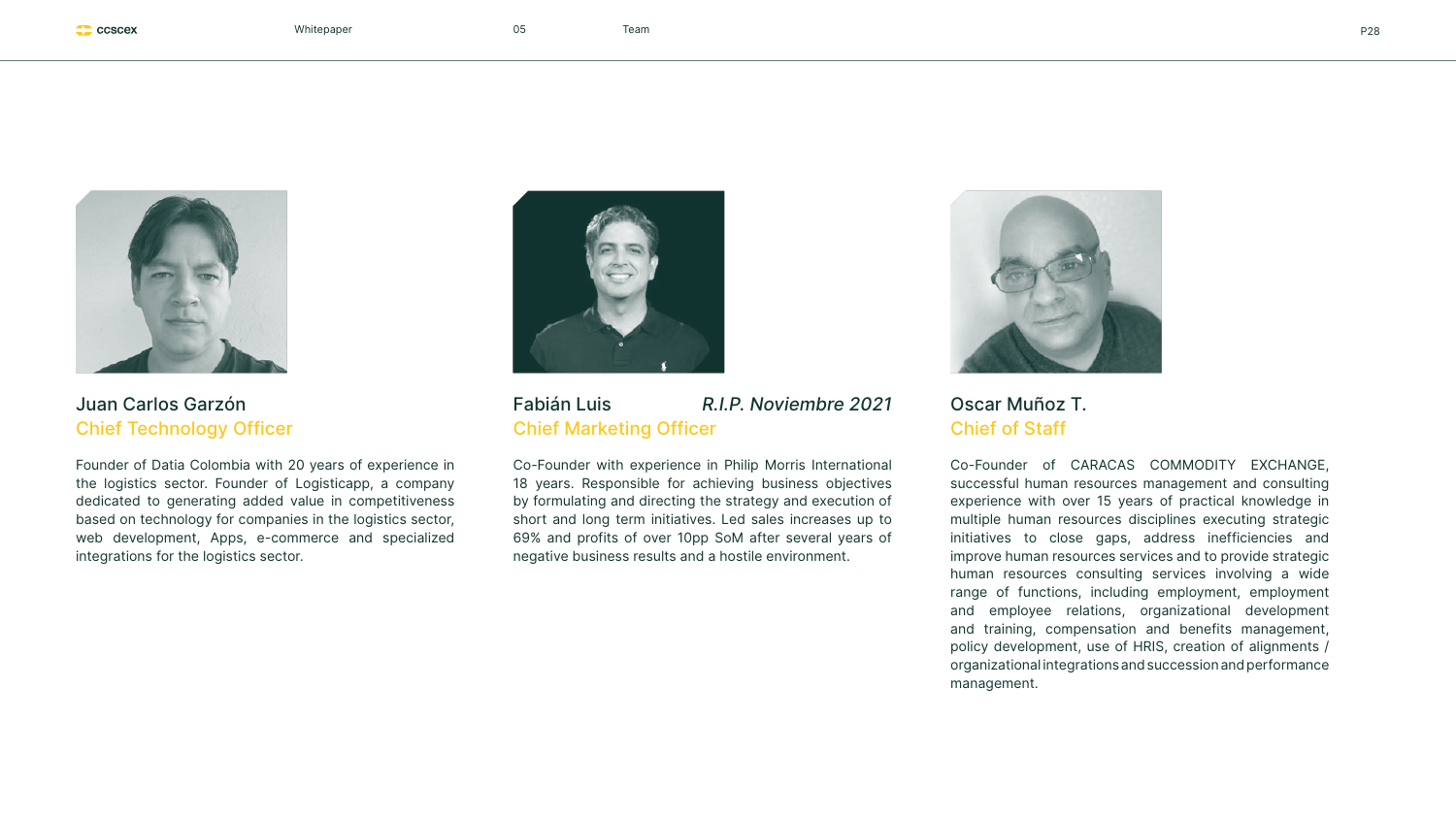### Juan Carlos Garzón
**Chief Technology Officer**

Founder of Datia Colombia with 20 years of experience in the logistics sector. Founder of Logisticapp, a company dedicated to generating added value in competitiveness based on technology for companies in the logistics sector, web development, Apps, e-commerce and specialized integrations for the logistics sector.

### Fabián Luis *R.I.P. Noviembre 2021*
**Chief Marketing Officer**

Co-Founder with experience in Philip Morris International 18 years. Responsible for achieving business objectives by formulating and directing the strategy and execution of short and long term initiatives. Led sales increases up to 69% and profits of over 10pp SoM after several years of negative business results and a hostile environment.

### Oscar Muñoz T.
**Chief of Staff**

Co-Founder of CARACAS COMMODITY EXCHANGE, successful human resources management and consulting experience with over 15 years of practical knowledge in multiple human resources disciplines executing strategic initiatives to close gaps, address inefficiencies and improve human resources services and to provide strategic human resources consulting services involving a wide range of functions, including employment, employment and employee relations, organizational development and training, compensation and benefits management, policy development, use of HRIS, creation of alignments / organizational integrations and succession and performance management.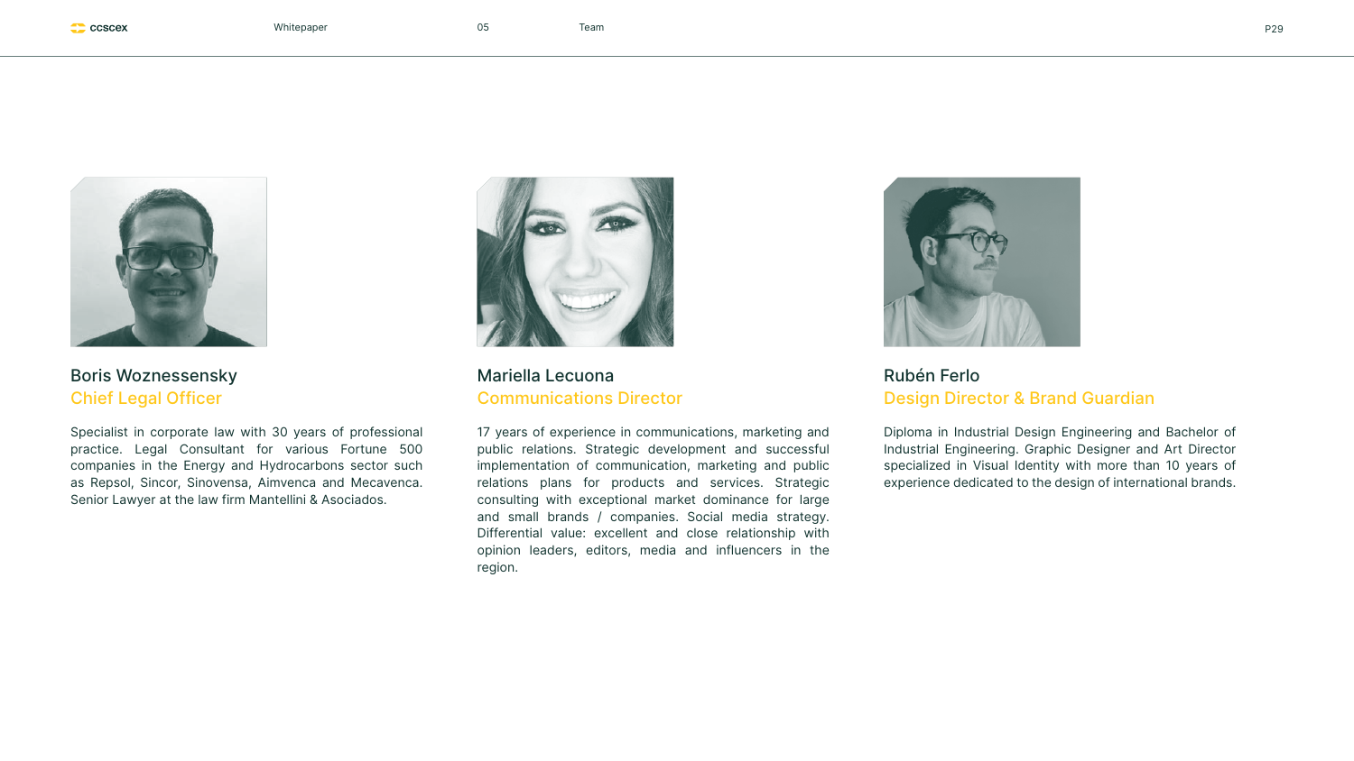### Boris Woznessensky

**Chief Legal Officer**

Specialist in corporate law with 30 years of professional practice. Legal Consultant for various Fortune 500 companies in the Energy and Hydrocarbons sector such as Repsol, Sincor, Sinovensa, Aimvenca and Mecavenca. Senior Lawyer at the law firm Mantellini & Asociados.

### Mariella Lecuona

**Communications Director**

17 years of experience in communications, marketing and public relations. Strategic development and successful implementation of communication, marketing and public relations plans for products and services. Strategic consulting with exceptional market dominance for large and small brands / companies. Social media strategy. Differential value: excellent and close relationship with opinion leaders, editors, media and influencers in the region.

### Rubén Ferlo

**Design Director & Brand Guardian**

Diploma in Industrial Design Engineering and Bachelor of Industrial Engineering. Graphic Designer and Art Director specialized in Visual Identity with more than 10 years of experience dedicated to the design of international brands.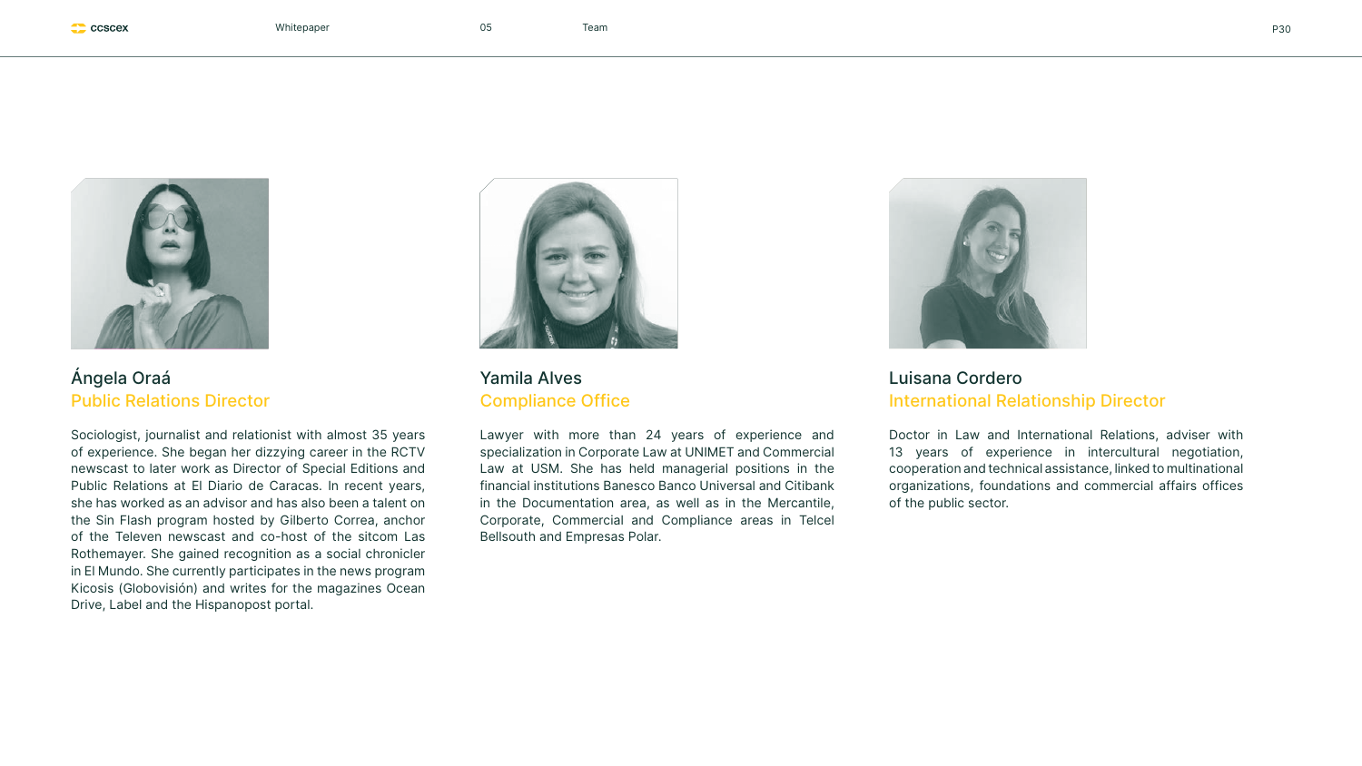### Ángela Oraá

**Public Relations Director**

Sociologist, journalist and relationist with almost 35 years of experience. She began her dizzying career in the RCTV newscast to later work as Director of Special Editions and Public Relations at El Diario de Caracas. In recent years, she has worked as an advisor and has also been a talent on the Sin Flash program hosted by Gilberto Correa, anchor of the Televen newscast and co-host of the sitcom Las Rothemayer. She gained recognition as a social chronicler in El Mundo. She currently participates in the news program Kicosis (Globovisión) and writes for the magazines Ocean Drive, Label and the Hispanopost portal.

### Yamila Alves

**Compliance Office**

Lawyer with more than 24 years of experience and specialization in Corporate Law at UNIMET and Commercial Law at USM. She has held managerial positions in the financial institutions Banesco Banco Universal and Citibank in the Documentation area, as well as in the Mercantile, Corporate, Commercial and Compliance areas in Telcel Bellsouth and Empresas Polar.

### Luisana Cordero

**International Relationship Director**

Doctor in Law and International Relations, adviser with 13 years of experience in intercultural negotiation, cooperation and technical assistance, linked to multinational organizations, foundations and commercial affairs offices of the public sector.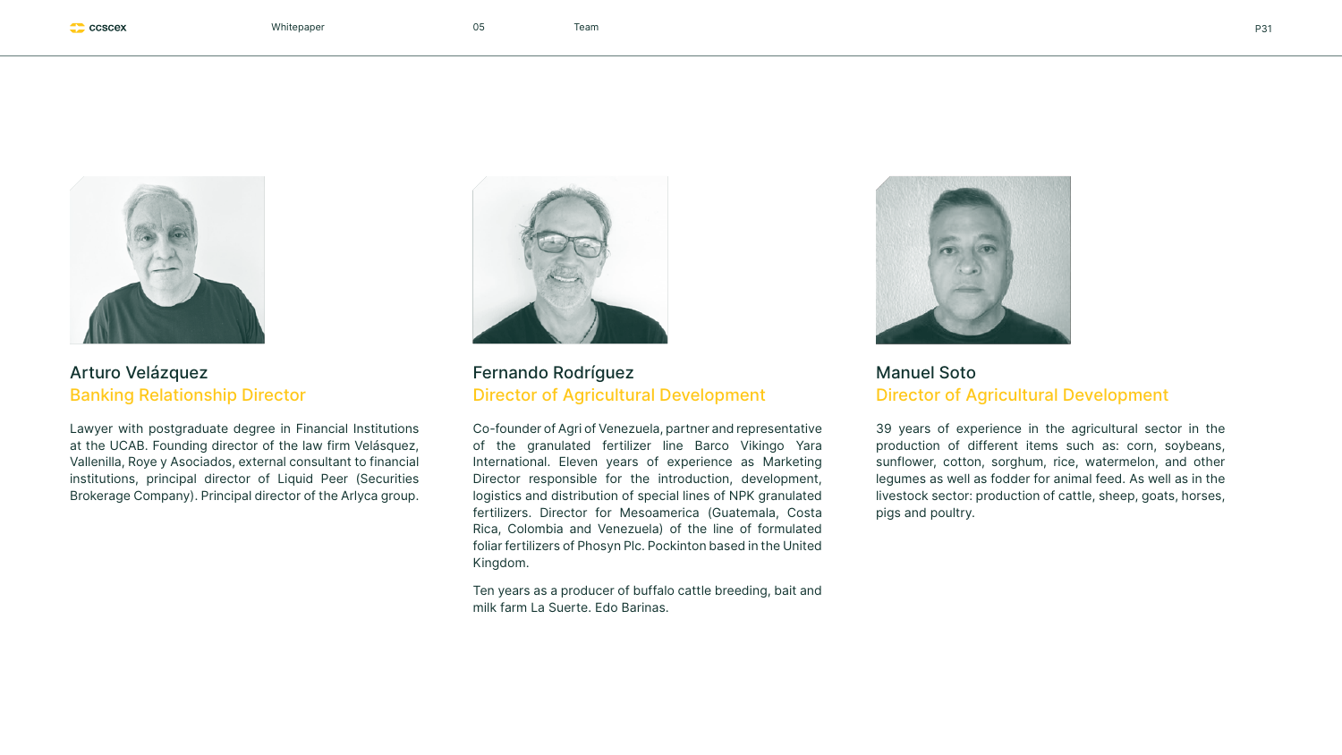### Arturo Velázquez

**Banking Relationship Director**

Lawyer with postgraduate degree in Financial Institutions at the UCAB. Founding director of the law firm Velásquez, Vallenilla, Roye y Asociados, external consultant to financial institutions, principal director of Liquid Peer (Securities Brokerage Company). Principal director of the Arlyca group.

### Fernando Rodríguez

**Director of Agricultural Development**

Co-founder of Agri of Venezuela, partner and representative of the granulated fertilizer line Barco Vikingo Yara International. Eleven years of experience as Marketing Director responsible for the introduction, development, logistics and distribution of special lines of NPK granulated fertilizers. Director for Mesoamerica (Guatemala, Costa Rica, Colombia and Venezuela) of the line of formulated foliar fertilizers of Phosyn Plc. Pockinton based in the United Kingdom.

Ten years as a producer of buffalo cattle breeding, bait and milk farm La Suerte. Edo Barinas.

### Manuel Soto

**Director of Agricultural Development**

39 years of experience in the agricultural sector in the production of different items such as: corn, soybeans, sunflower, cotton, sorghum, rice, watermelon, and other legumes as well as fodder for animal feed. As well as in the livestock sector: production of cattle, sheep, goats, horses, pigs and poultry.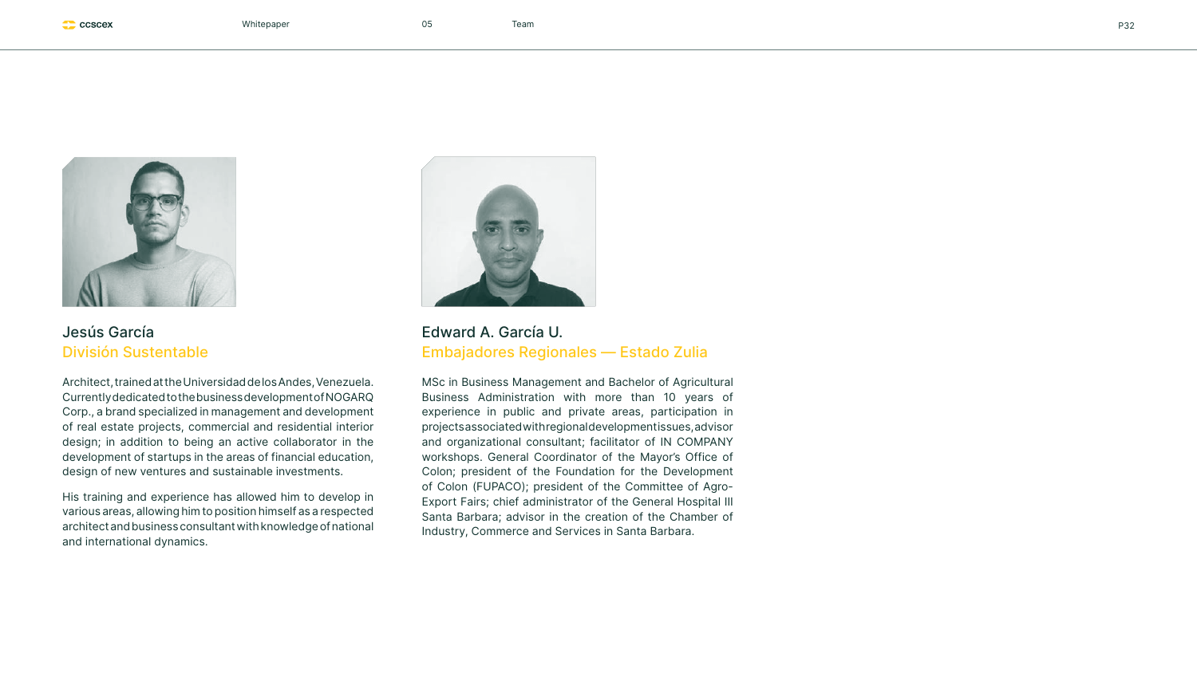### Jesús García

**División Sustentable**

Architect, trained at the Universidad de los Andes, Venezuela. Currently dedicated to the business development of NOGARQ Corp., a brand specialized in management and development of real estate projects, commercial and residential interior design; in addition to being an active collaborator in the development of startups in the areas of financial education, design of new ventures and sustainable investments.

His training and experience has allowed him to develop in various areas, allowing him to position himself as a respected architect and business consultant with knowledge of national and international dynamics.

### Edward A. García U.

**Embajadores Regionales — Estado Zulia**

MSc in Business Management and Bachelor of Agricultural Business Administration with more than 10 years of experience in public and private areas, participation in projects associated with regional development issues, advisor and organizational consultant; facilitator of IN COMPANY workshops. General Coordinator of the Mayor's Office of Colon; president of the Foundation for the Development of Colon (FUPACO); president of the Committee of Agro-Export Fairs; chief administrator of the General Hospital III Santa Barbara; advisor in the creation of the Chamber of Industry, Commerce and Services in Santa Barbara.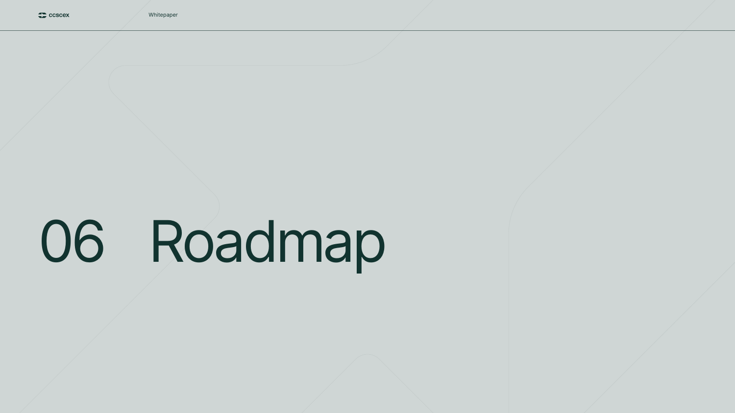# 06 Roadmap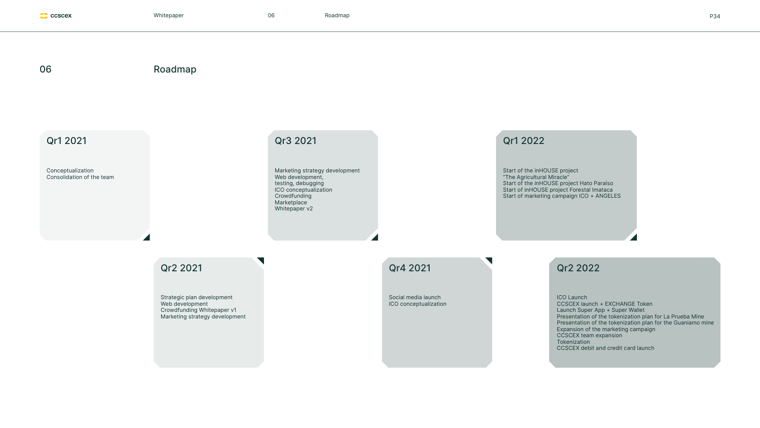## 06 Roadmap

### Qr1 2021

Conceptualization
Consolidation of the team

### Qr2 2021

Strategic plan development
Web development
Crowdfunding Whitepaper v1
Marketing strategy development

### Qr3 2021

Marketing strategy development
Web development,
testing, debugging
ICO conceptualization
Crowdfunding
Marketplace
Whitepaper v2

### Qr4 2021

Social media launch
ICO conceptualization

### Qr1 2022

Start of the inHOUSE project
"The Agricultural Miracle"
Start of the inHOUSE project Hato Paraíso
Start of inHOUSE project Forestal Imataca
Start of marketing campaign ICO + ANGELES

### Qr2 2022

ICO Launch
CCSCEX launch + EXCHANGE Token
Launch Super App + Super Wallet
Presentation of the tokenization plan for La Prueba Mine
Presentation of the tokenization plan for the Guaniamo mine
Expansion of the marketing campaign
CCSCEX team expansion
Tokenization
CCSCEX debit and credit card launch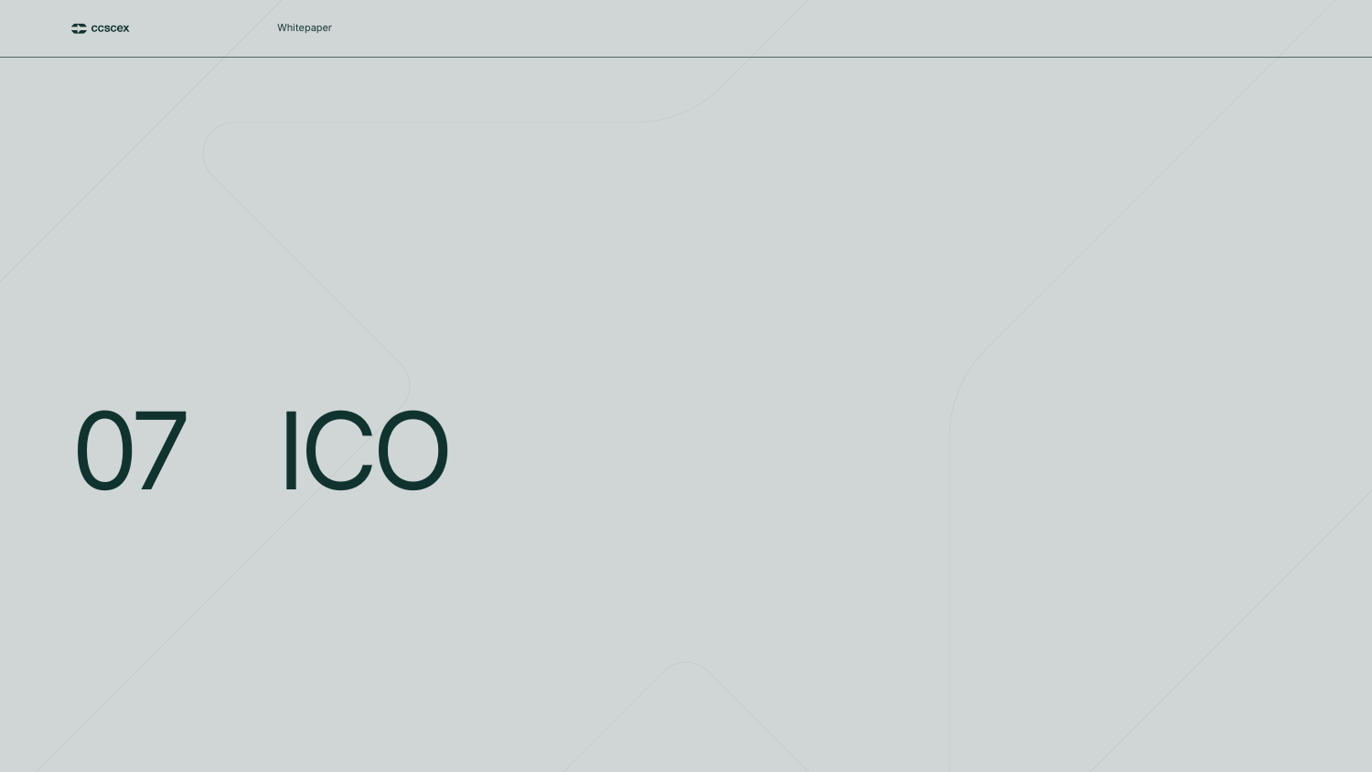# 07 ICO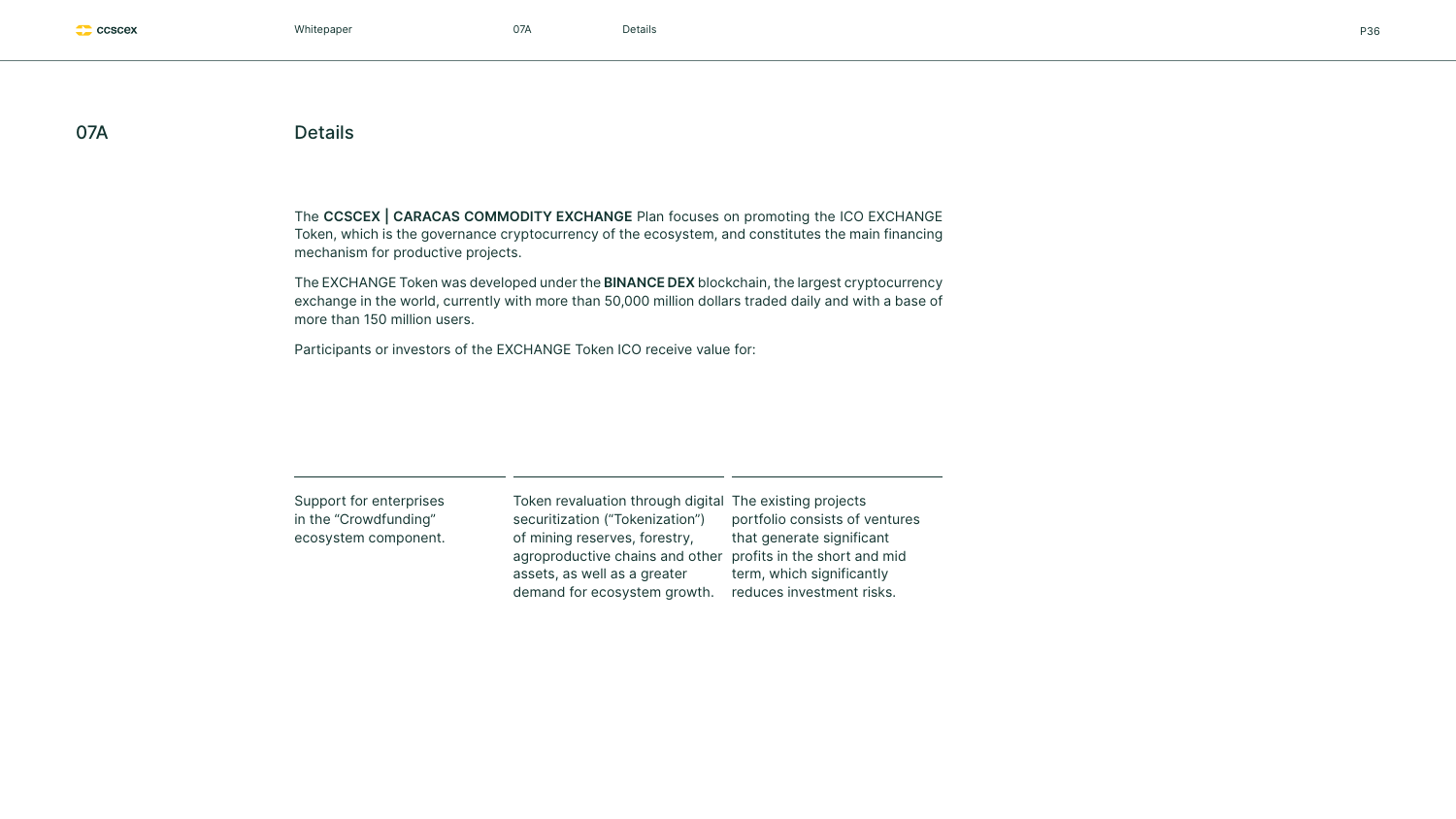## 07A Details

The **CCSCEX | CARACAS COMMODITY EXCHANGE** Plan focuses on promoting the ICO EXCHANGE Token, which is the governance cryptocurrency of the ecosystem, and constitutes the main financing mechanism for productive projects.

The EXCHANGE Token was developed under the **BINANCE DEX** blockchain, the largest cryptocurrency exchange in the world, currently with more than 50,000 million dollars traded daily and with a base of more than 150 million users.

Participants or investors of the EXCHANGE Token ICO receive value for:

- Support for enterprises in the "Crowdfunding" ecosystem component.
- Token revaluation through digital securitization ("Tokenization") of mining reserves, forestry, agroproductive chains and other assets, as well as a greater demand for ecosystem growth.
- The existing projects portfolio consists of ventures that generate significant profits in the short and mid term, which significantly reduces investment risks.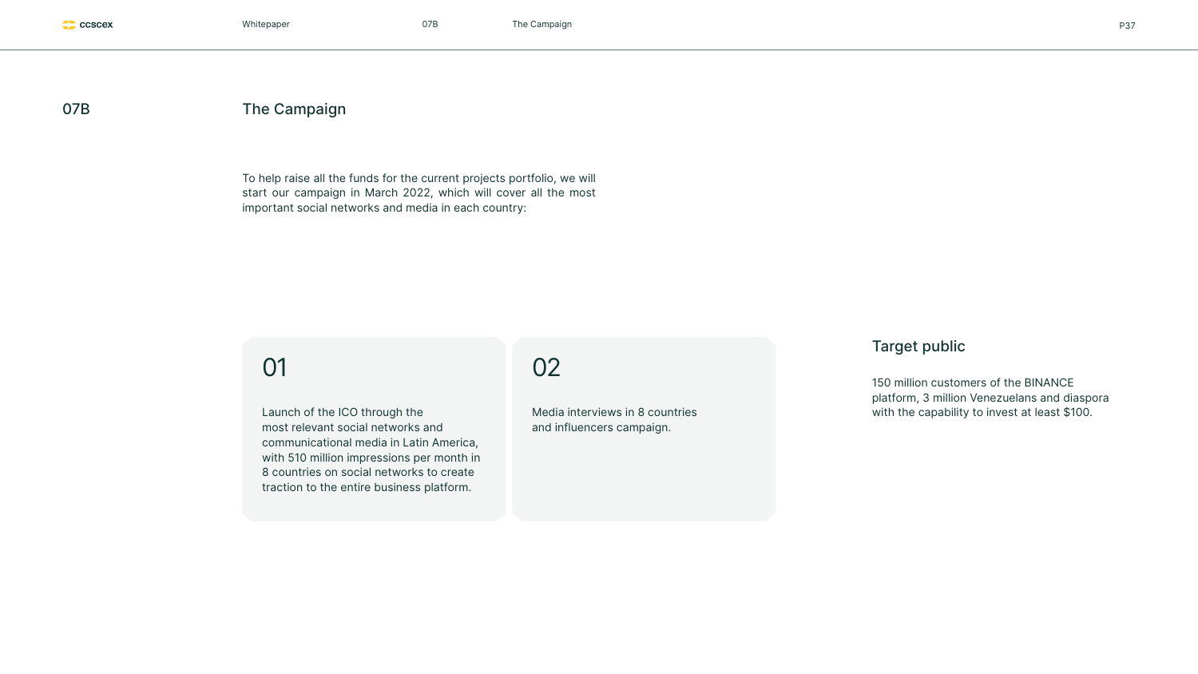## 07B The Campaign

To help raise all the funds for the current projects portfolio, we will start our campaign in March 2022, which will cover all the most important social networks and media in each country:

### 01

Launch of the ICO through the most relevant social networks and communicational media in Latin America, with 510 million impressions per month in 8 countries on social networks to create traction to the entire business platform.

### 02

Media interviews in 8 countries and influencers campaign.

### Target public

150 million customers of the BINANCE platform, 3 million Venezuelans and diaspora with the capability to invest at least $100.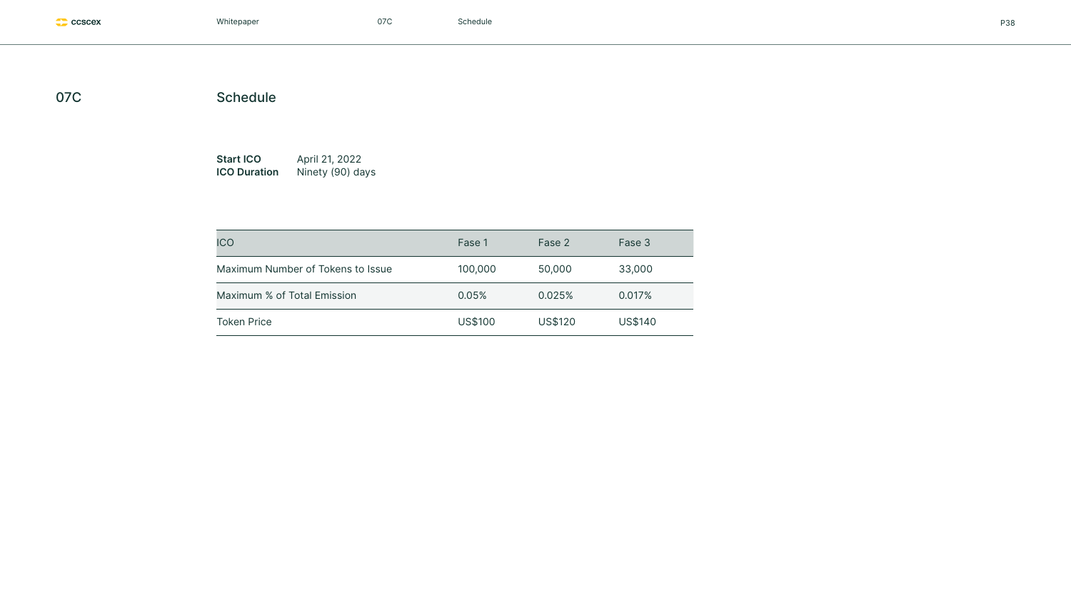## 07C Schedule

**Start ICO** April 21, 2022
**ICO Duration** Ninety (90) days

| ICO | Fase 1 | Fase 2 | Fase 3 |
|---|---|---|---|
| Maximum Number of Tokens to Issue | 100,000 | 50,000 | 33,000 |
| Maximum % of Total Emission | 0.05% | 0.025% | 0.017% |
| Token Price | US$100 | US$120 | US$140 |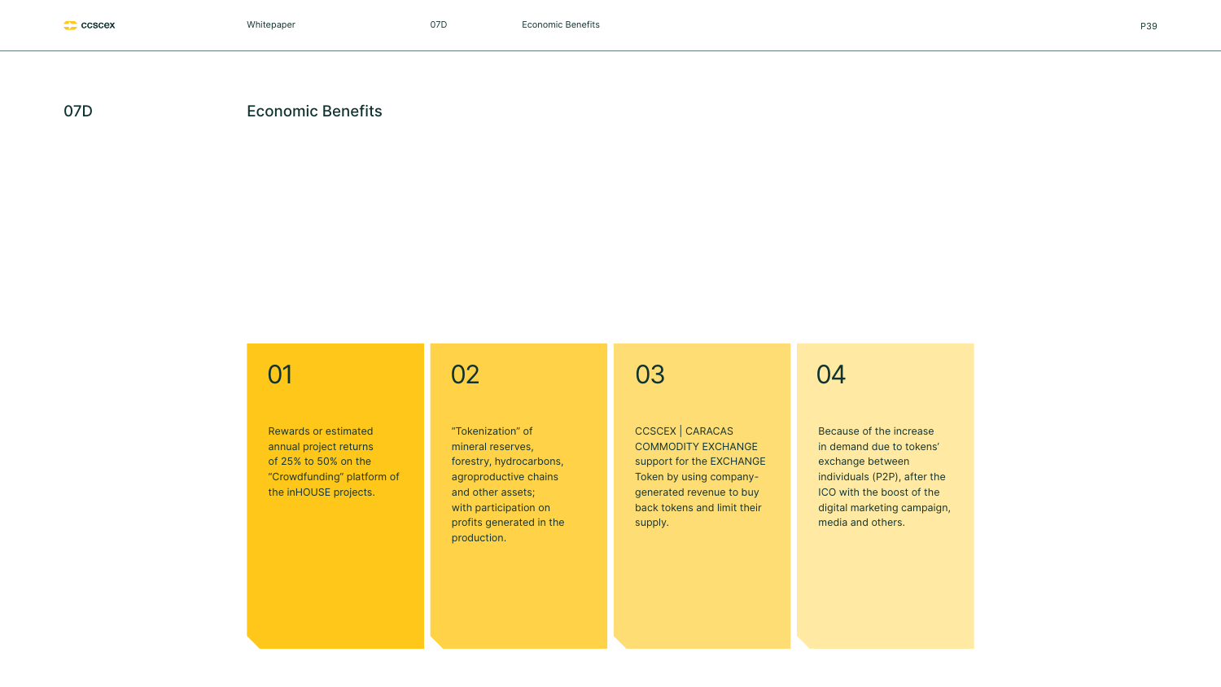## 07D Economic Benefits

**01**

Rewards or estimated annual project returns of 25% to 50% on the "Crowdfunding" platform of the inHOUSE projects.

**02**

"Tokenization" of mineral reserves, forestry, hydrocarbons, agroproductive chains and other assets; with participation on profits generated in the production.

**03**

CCSCEX | CARACAS COMMODITY EXCHANGE support for the EXCHANGE Token by using company-generated revenue to buy back tokens and limit their supply.

**04**

Because of the increase in demand due to tokens' exchange between individuals (P2P), after the ICO with the boost of the digital marketing campaign, media and others.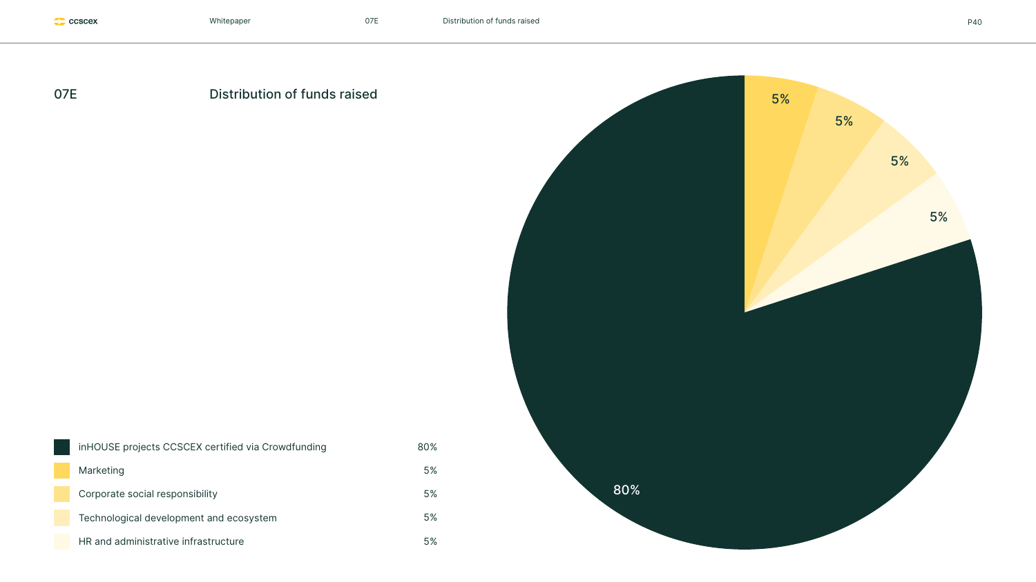## 07E Distribution of funds raised

| Category | Share |
| --- | --- |
| inHOUSE projects CCSCEX certified via Crowdfunding | 80% |
| Marketing | 5% |
| Corporate social responsibility | 5% |
| Technological development and ecosystem | 5% |
| HR and administrative infrastructure | 5% |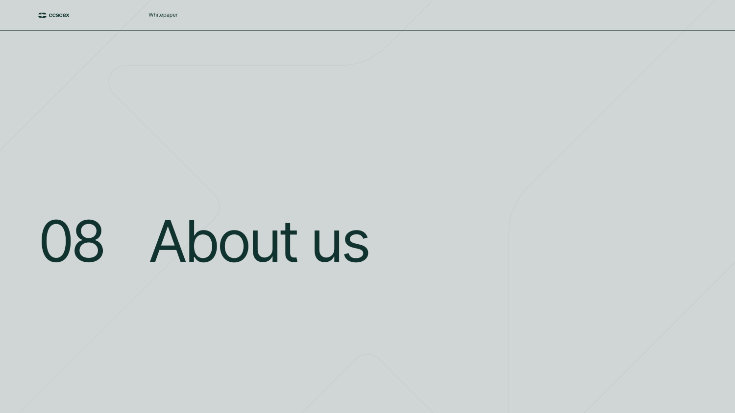# 08 About us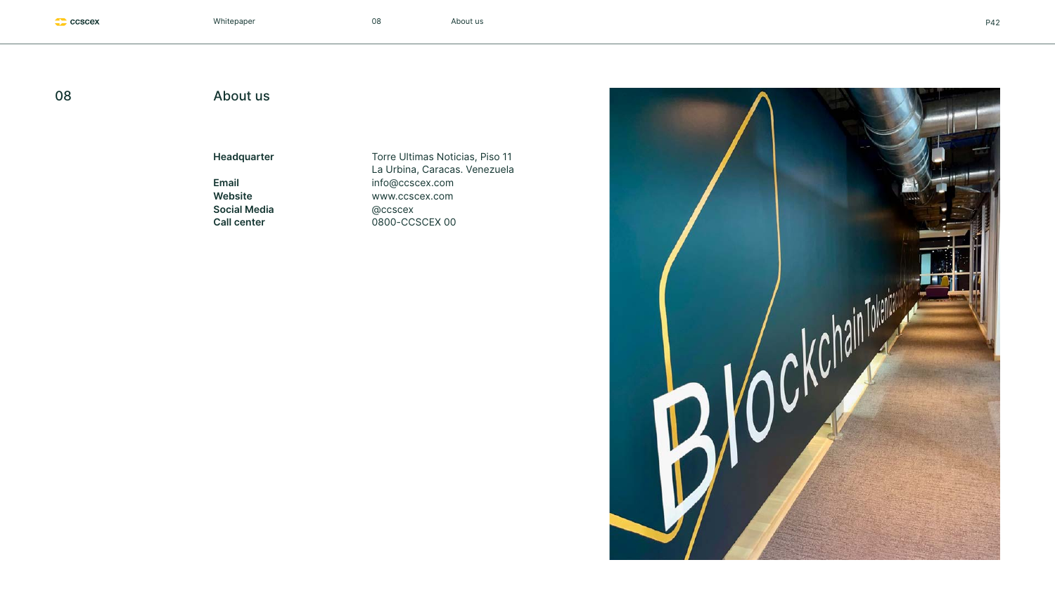# 08 About us

| | |
|---|---|
| **Headquarter** | Torre Ultimas Noticias, Piso 11<br>La Urbina, Caracas. Venezuela |
| **Email** | info@ccscex.com |
| **Website** | www.ccscex.com |
| **Social Media** | @ccscex |
| **Call center** | 0800-CCSCEX 00 |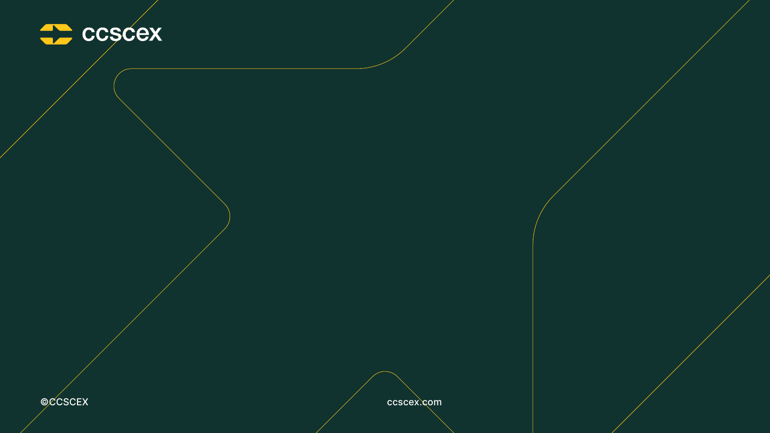ccscex

©CCSCEX

ccscex.com